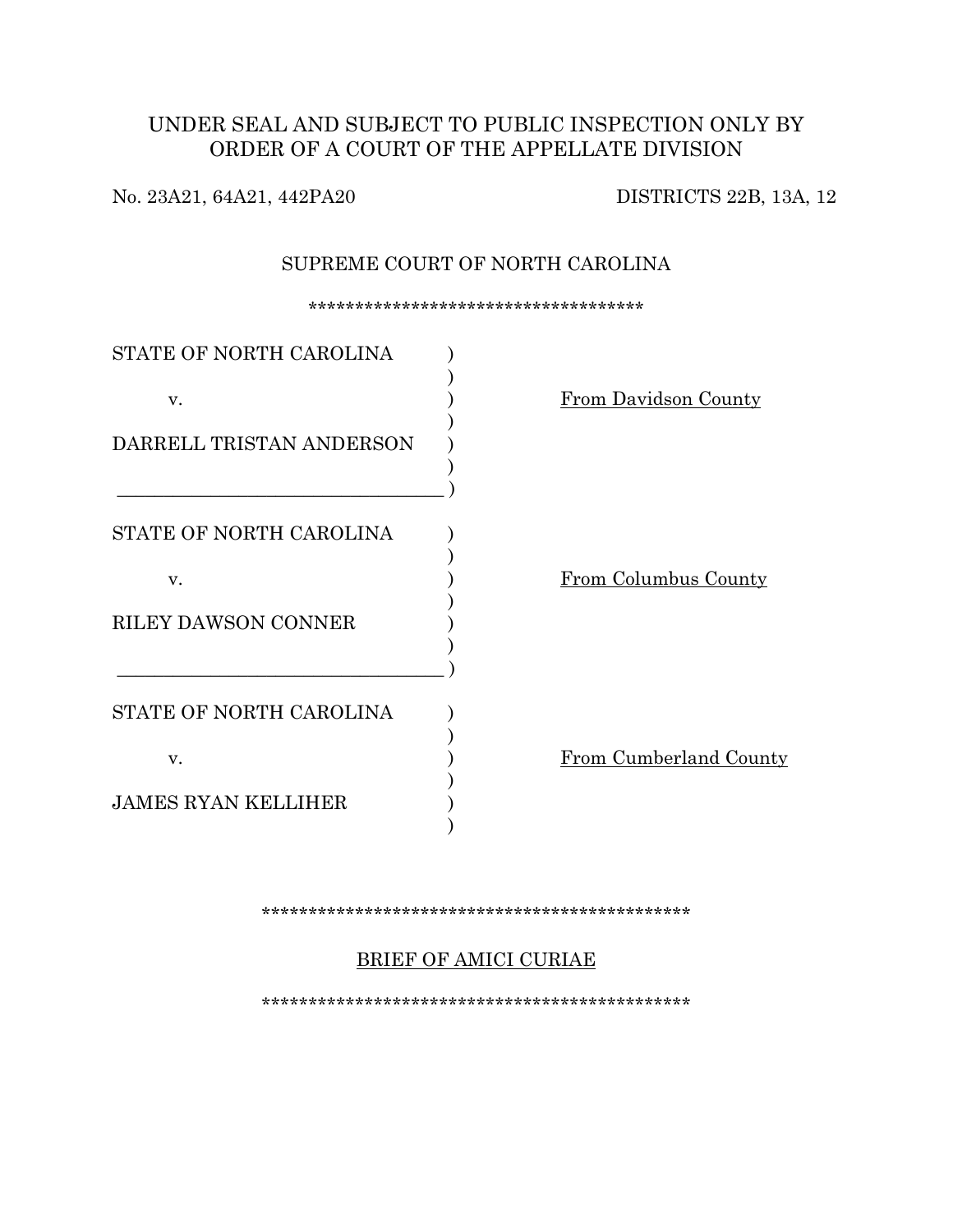UNDER SEAL AND SUBJECT TO PUBLIC INSPECTION ONLY BY ORDER OF A COURT OF THE APPELLATE DIVISION

No. 23A21, 64A21, 442PA20 DISTRICTS 22B, 13A, 12

SUPREME COURT OF NORTH CAROLINA

*************************************

| | |
|---|---|
| STATE OF NORTH CAROLINA<br><br>v.<br><br>DARRELL TRISTAN ANDERSON | From Davidson County |
| STATE OF NORTH CAROLINA<br><br>v.<br><br>RILEY DAWSON CONNER | From Columbus County |
| STATE OF NORTH CAROLINA<br><br>v.<br><br>JAMES RYAN KELLIHER | From Cumberland County |

***********************************************

BRIEF OF AMICI CURIAE

***********************************************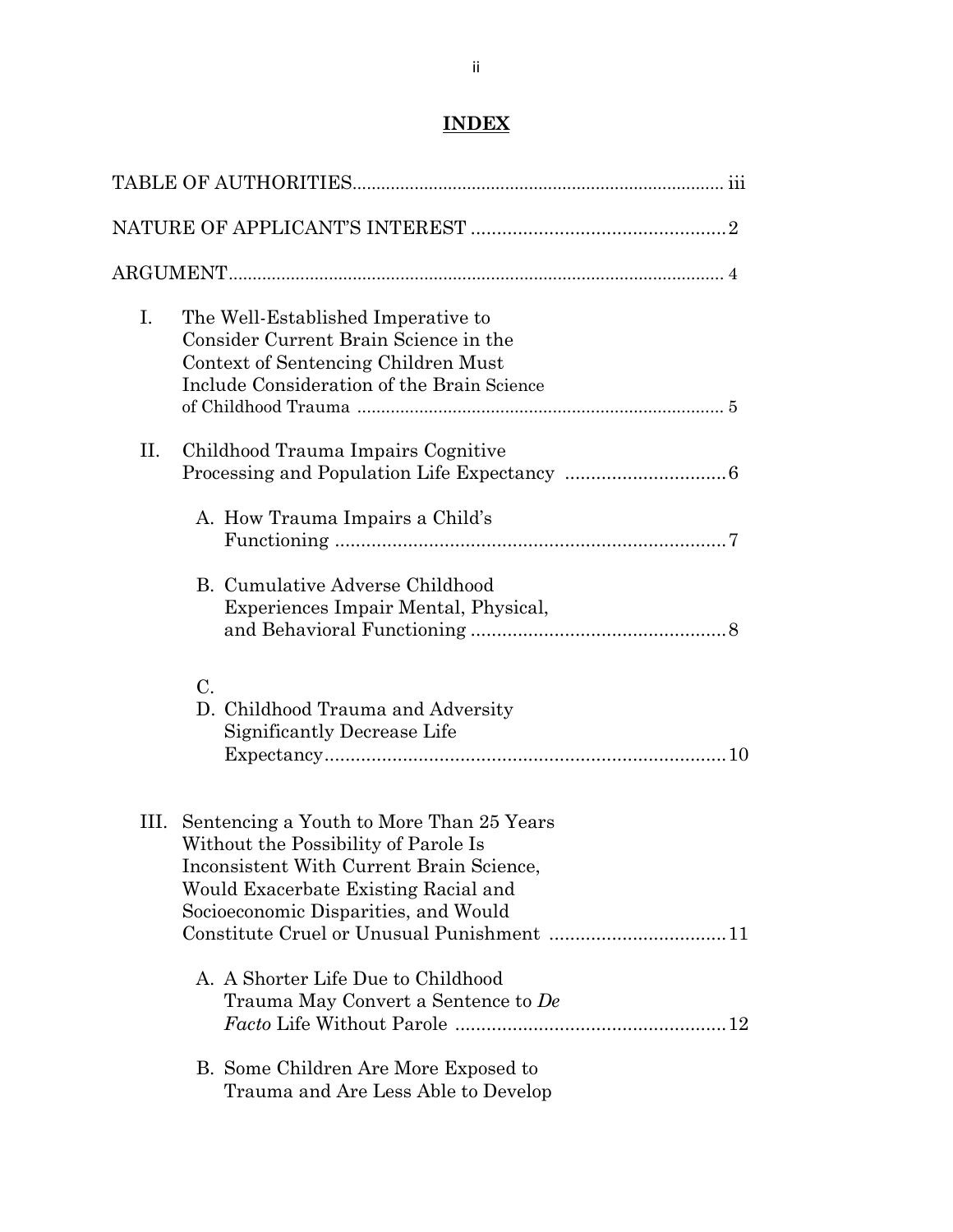# INDEX

TABLE OF AUTHORITIES ........................................................................ iii

NATURE OF APPLICANT'S INTEREST ................................................ 2

ARGUMENT ........................................................................................... 4

I. The Well-Established Imperative to Consider Current Brain Science in the Context of Sentencing Children Must Include Consideration of the Brain Science of Childhood Trauma ........................................................................ 5

II. Childhood Trauma Impairs Cognitive Processing and Population Life Expectancy .............................. 6

   A. How Trauma Impairs a Child's Functioning ........................................................................ 7

   B. Cumulative Adverse Childhood Experiences Impair Mental, Physical, and Behavioral Functioning ................................................ 8

   C.

   D. Childhood Trauma and Adversity Significantly Decrease Life Expectancy ........................................................................ 10

III. Sentencing a Youth to More Than 25 Years Without the Possibility of Parole Is Inconsistent With Current Brain Science, Would Exacerbate Existing Racial and Socioeconomic Disparities, and Would Constitute Cruel or Unusual Punishment .................................. 11

   A. A Shorter Life Due to Childhood Trauma May Convert a Sentence to *De Facto* Life Without Parole .................................................... 12

   B. Some Children Are More Exposed to Trauma and Are Less Able to Develop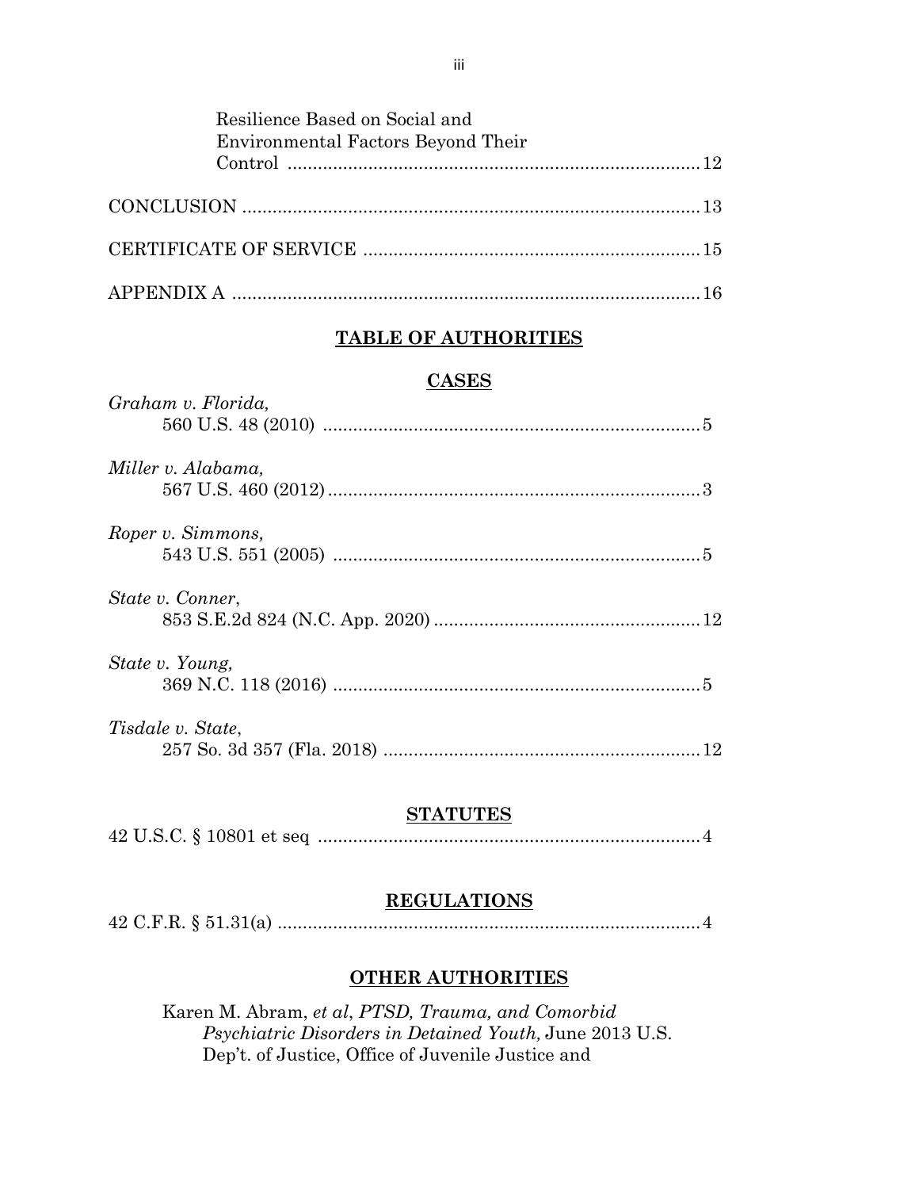Resilience Based on Social and Environmental Factors Beyond Their Control ........ 12

CONCLUSION ........ 13

CERTIFICATE OF SERVICE ........ 15

APPENDIX A ........ 16

## TABLE OF AUTHORITIES

### CASES

*Graham v. Florida,*
560 U.S. 48 (2010) ........ 5

*Miller v. Alabama,*
567 U.S. 460 (2012) ........ 3

*Roper v. Simmons,*
543 U.S. 551 (2005) ........ 5

*State v. Conner*,
853 S.E.2d 824 (N.C. App. 2020) ........ 12

*State v. Young,*
369 N.C. 118 (2016) ........ 5

*Tisdale v. State*,
257 So. 3d 357 (Fla. 2018) ........ 12

### STATUTES

42 U.S.C. § 10801 et seq ........ 4

### REGULATIONS

42 C.F.R. § 51.31(a) ........ 4

### OTHER AUTHORITIES

Karen M. Abram, *et al*, *PTSD, Trauma, and Comorbid Psychiatric Disorders in Detained Youth,* June 2013 U.S. Dep't. of Justice, Office of Juvenile Justice and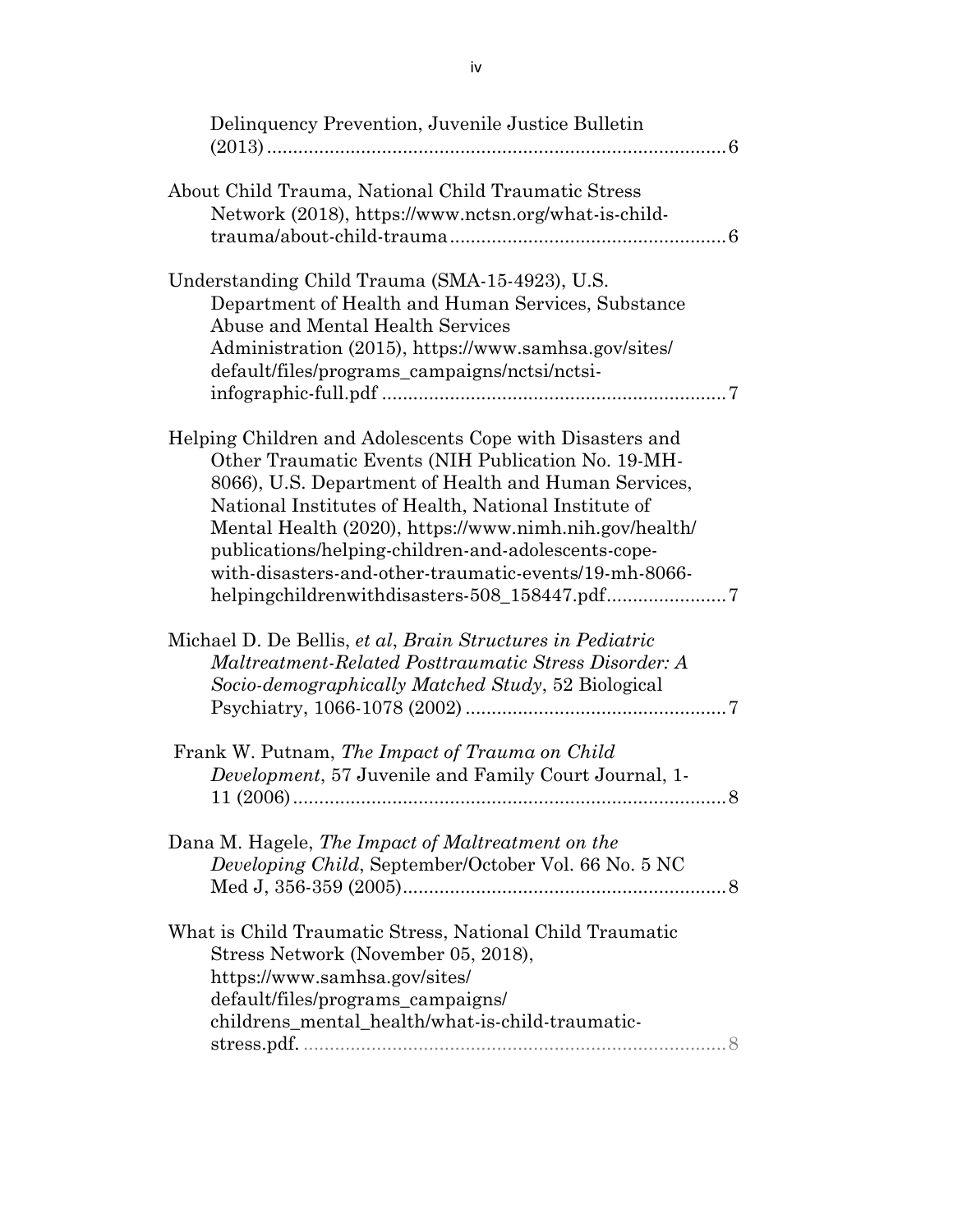Delinquency Prevention, Juvenile Justice Bulletin (2013) ........................................................................................ 6

About Child Trauma, National Child Traumatic Stress Network (2018), https://www.nctsn.org/what-is-child-trauma/about-child-trauma ..................................................... 6

Understanding Child Trauma (SMA-15-4923), U.S. Department of Health and Human Services, Substance Abuse and Mental Health Services Administration (2015), https://www.samhsa.gov/sites/default/files/programs_campaigns/nctsi/nctsi-infographic-full.pdf .................................................................. 7

Helping Children and Adolescents Cope with Disasters and Other Traumatic Events (NIH Publication No. 19-MH-8066), U.S. Department of Health and Human Services, National Institutes of Health, National Institute of Mental Health (2020), https://www.nimh.nih.gov/health/publications/helping-children-and-adolescents-cope-with-disasters-and-other-traumatic-events/19-mh-8066-helpingchildrenwithdisasters-508_158447.pdf....................... 7

Michael D. De Bellis, *et al*, *Brain Structures in Pediatric Maltreatment-Related Posttraumatic Stress Disorder: A Socio-demographically Matched Study*, 52 Biological Psychiatry, 1066-1078 (2002) .................................................. 7

Frank W. Putnam, *The Impact of Trauma on Child Development*, 57 Juvenile and Family Court Journal, 1-11 (2006) .................................................................................. 8

Dana M. Hagele, *The Impact of Maltreatment on the Developing Child*, September/October Vol. 66 No. 5 NC Med J, 356-359 (2005)............................................................... 8

What is Child Traumatic Stress, National Child Traumatic Stress Network (November 05, 2018), https://www.samhsa.gov/sites/default/files/programs_campaigns/childrens_mental_health/what-is-child-traumatic-stress.pdf. ................................................................................. 8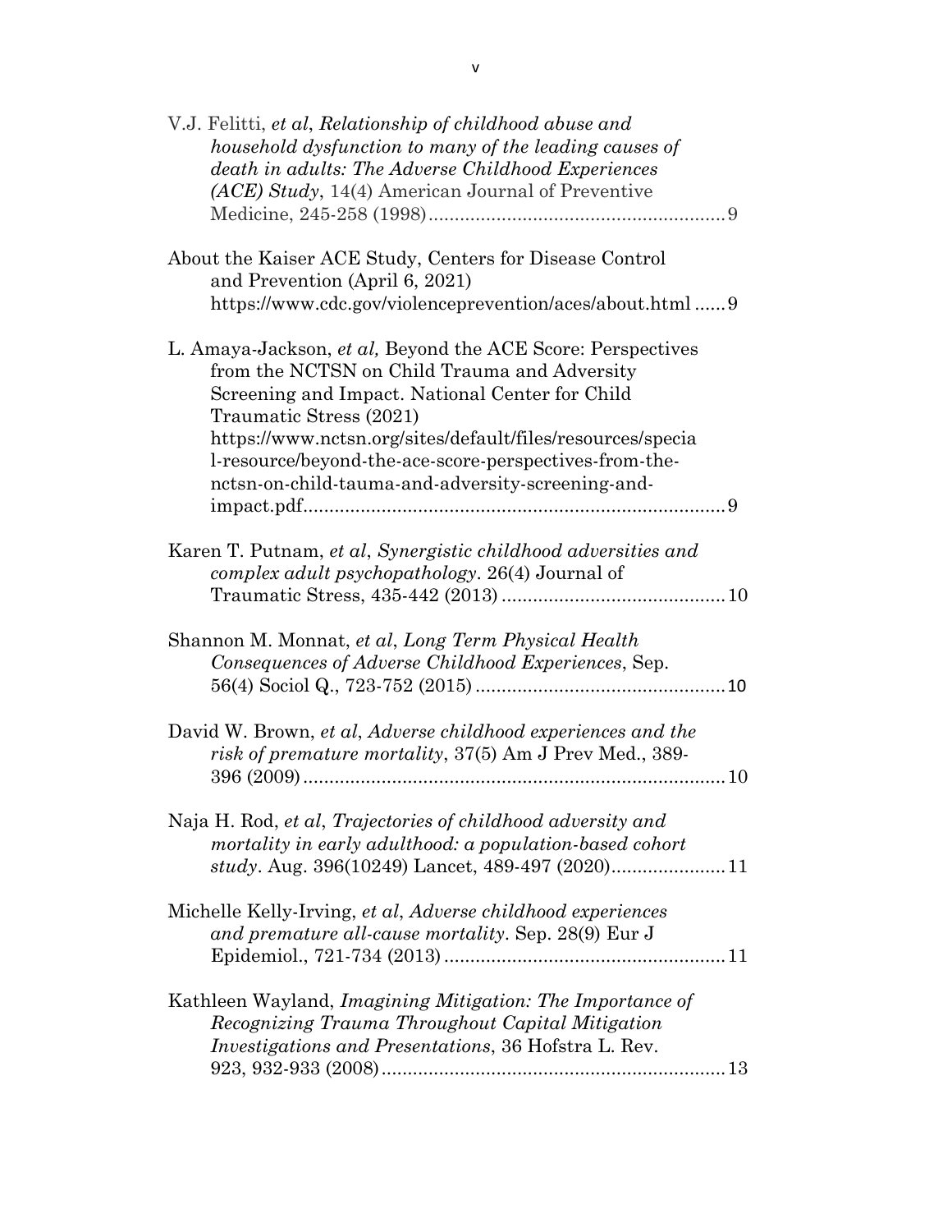V.J. Felitti, *et al*, *Relationship of childhood abuse and household dysfunction to many of the leading causes of death in adults: The Adverse Childhood Experiences (ACE) Study*, 14(4) American Journal of Preventive Medicine, 245-258 (1998)......................................................... 9

About the Kaiser ACE Study, Centers for Disease Control and Prevention (April 6, 2021) https://www.cdc.gov/violenceprevention/aces/about.html ...... 9

L. Amaya-Jackson, *et al,* Beyond the ACE Score: Perspectives from the NCTSN on Child Trauma and Adversity Screening and Impact. National Center for Child Traumatic Stress (2021) https://www.nctsn.org/sites/default/files/resources/special-resource/beyond-the-ace-score-perspectives-from-the-nctsn-on-child-tauma-and-adversity-screening-and-impact.pdf................................................................................ 9

Karen T. Putnam, *et al*, *Synergistic childhood adversities and complex adult psychopathology*. 26(4) Journal of Traumatic Stress, 435-442 (2013) ........................................... 10

Shannon M. Monnat, *et al*, *Long Term Physical Health Consequences of Adverse Childhood Experiences*, Sep. 56(4) Sociol Q., 723-752 (2015) ................................................ 10

David W. Brown, *et al*, *Adverse childhood experiences and the risk of premature mortality*, 37(5) Am J Prev Med., 389-396 (2009) ................................................................................. 10

Naja H. Rod, *et al*, *Trajectories of childhood adversity and mortality in early adulthood: a population-based cohort study*. Aug. 396(10249) Lancet, 489-497 (2020)...................... 11

Michelle Kelly-Irving, *et al*, *Adverse childhood experiences and premature all-cause mortality*. Sep. 28(9) Eur J Epidemiol., 721-734 (2013) ...................................................... 11

Kathleen Wayland, *Imagining Mitigation: The Importance of Recognizing Trauma Throughout Capital Mitigation Investigations and Presentations*, 36 Hofstra L. Rev. 923, 932-933 (2008)................................................................. 13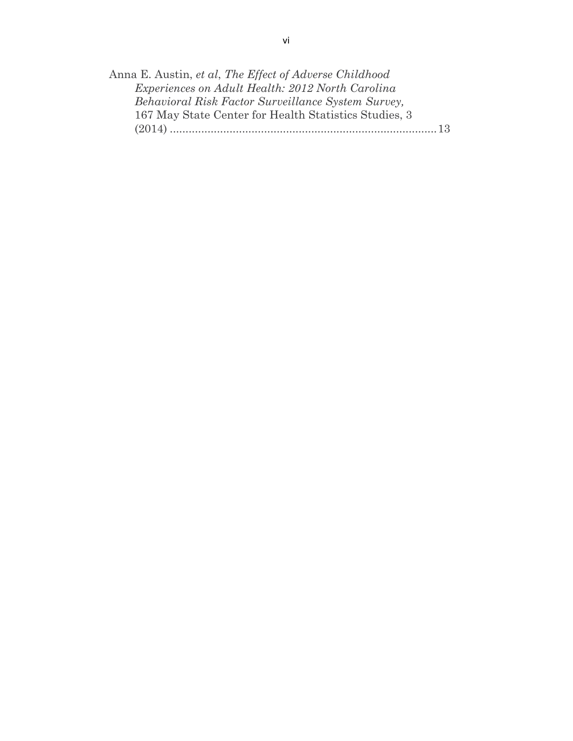Anna E. Austin, *et al*, *The Effect of Adverse Childhood Experiences on Adult Health: 2012 North Carolina Behavioral Risk Factor Surveillance System Survey,* 167 May State Center for Health Statistics Studies, 3 (2014) ..................................................................................... 13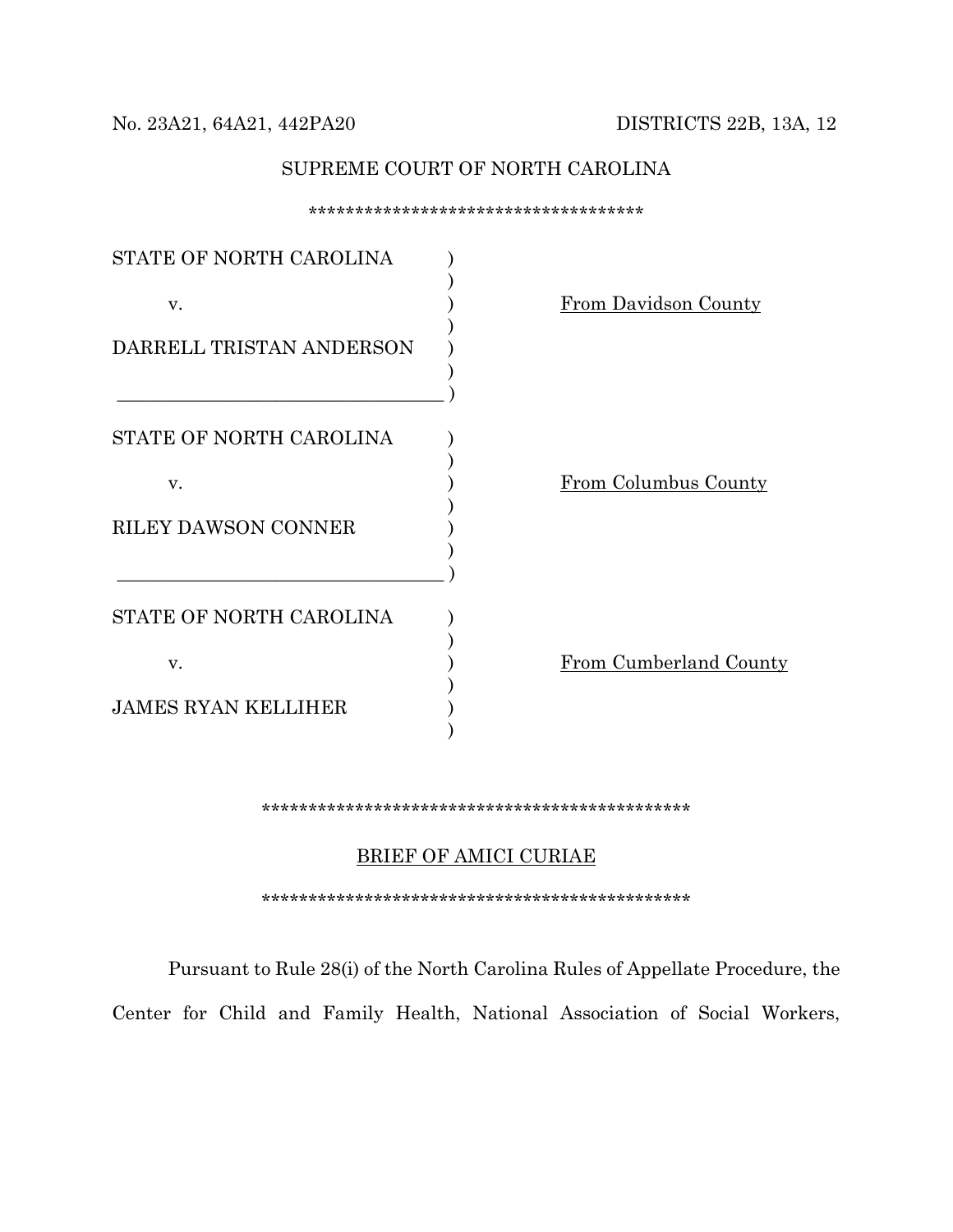No. 23A21, 64A21, 442PA20 DISTRICTS 22B, 13A, 12

SUPREME COURT OF NORTH CAROLINA

\*\*\*\*\*\*\*\*\*\*\*\*\*\*\*\*\*\*\*\*\*\*\*\*\*\*\*\*\*\*\*\*\*\*\*

| | |
|---|---|
| STATE OF NORTH CAROLINA<br><br>v.<br><br>DARRELL TRISTAN ANDERSON | From Davidson County |
| STATE OF NORTH CAROLINA<br><br>v.<br><br>RILEY DAWSON CONNER | From Columbus County |
| STATE OF NORTH CAROLINA<br><br>v.<br><br>JAMES RYAN KELLIHER | From Cumberland County |

\*\*\*\*\*\*\*\*\*\*\*\*\*\*\*\*\*\*\*\*\*\*\*\*\*\*\*\*\*\*\*\*\*\*\*\*\*\*\*\*\*\*\*\*\*\*

BRIEF OF AMICI CURIAE

\*\*\*\*\*\*\*\*\*\*\*\*\*\*\*\*\*\*\*\*\*\*\*\*\*\*\*\*\*\*\*\*\*\*\*\*\*\*\*\*\*\*\*\*\*\*

Pursuant to Rule 28(i) of the North Carolina Rules of Appellate Procedure, the Center for Child and Family Health, National Association of Social Workers,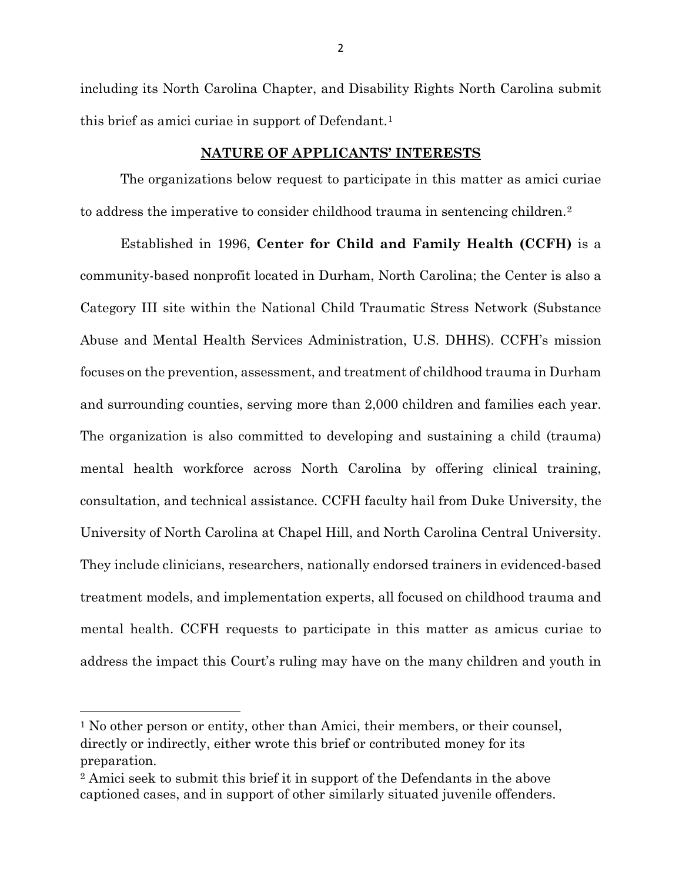including its North Carolina Chapter, and Disability Rights North Carolina submit this brief as amici curiae in support of Defendant.[1]

## NATURE OF APPLICANTS' INTERESTS

The organizations below request to participate in this matter as amici curiae to address the imperative to consider childhood trauma in sentencing children.[2]

Established in 1996, **Center for Child and Family Health (CCFH)** is a community-based nonprofit located in Durham, North Carolina; the Center is also a Category III site within the National Child Traumatic Stress Network (Substance Abuse and Mental Health Services Administration, U.S. DHHS). CCFH's mission focuses on the prevention, assessment, and treatment of childhood trauma in Durham and surrounding counties, serving more than 2,000 children and families each year. The organization is also committed to developing and sustaining a child (trauma) mental health workforce across North Carolina by offering clinical training, consultation, and technical assistance. CCFH faculty hail from Duke University, the University of North Carolina at Chapel Hill, and North Carolina Central University. They include clinicians, researchers, nationally endorsed trainers in evidenced-based treatment models, and implementation experts, all focused on childhood trauma and mental health. CCFH requests to participate in this matter as amicus curiae to address the impact this Court's ruling may have on the many children and youth in

---

[1] No other person or entity, other than Amici, their members, or their counsel, directly or indirectly, either wrote this brief or contributed money for its preparation.

[2] Amici seek to submit this brief it in support of the Defendants in the above captioned cases, and in support of other similarly situated juvenile offenders.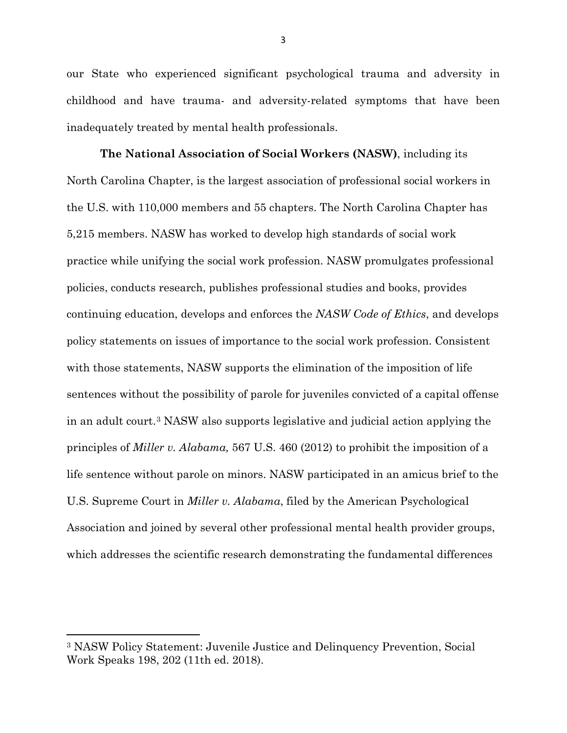our State who experienced significant psychological trauma and adversity in childhood and have trauma- and adversity-related symptoms that have been inadequately treated by mental health professionals.

**The National Association of Social Workers (NASW)**, including its North Carolina Chapter, is the largest association of professional social workers in the U.S. with 110,000 members and 55 chapters. The North Carolina Chapter has 5,215 members. NASW has worked to develop high standards of social work practice while unifying the social work profession. NASW promulgates professional policies, conducts research, publishes professional studies and books, provides continuing education, develops and enforces the *NASW Code of Ethics*, and develops policy statements on issues of importance to the social work profession. Consistent with those statements, NASW supports the elimination of the imposition of life sentences without the possibility of parole for juveniles convicted of a capital offense in an adult court.[3] NASW also supports legislative and judicial action applying the principles of *Miller v. Alabama,* 567 U.S. 460 (2012) to prohibit the imposition of a life sentence without parole on minors. NASW participated in an amicus brief to the U.S. Supreme Court in *Miller v. Alabama*, filed by the American Psychological Association and joined by several other professional mental health provider groups, which addresses the scientific research demonstrating the fundamental differences

---

[3] NASW Policy Statement: Juvenile Justice and Delinquency Prevention, Social Work Speaks 198, 202 (11th ed. 2018).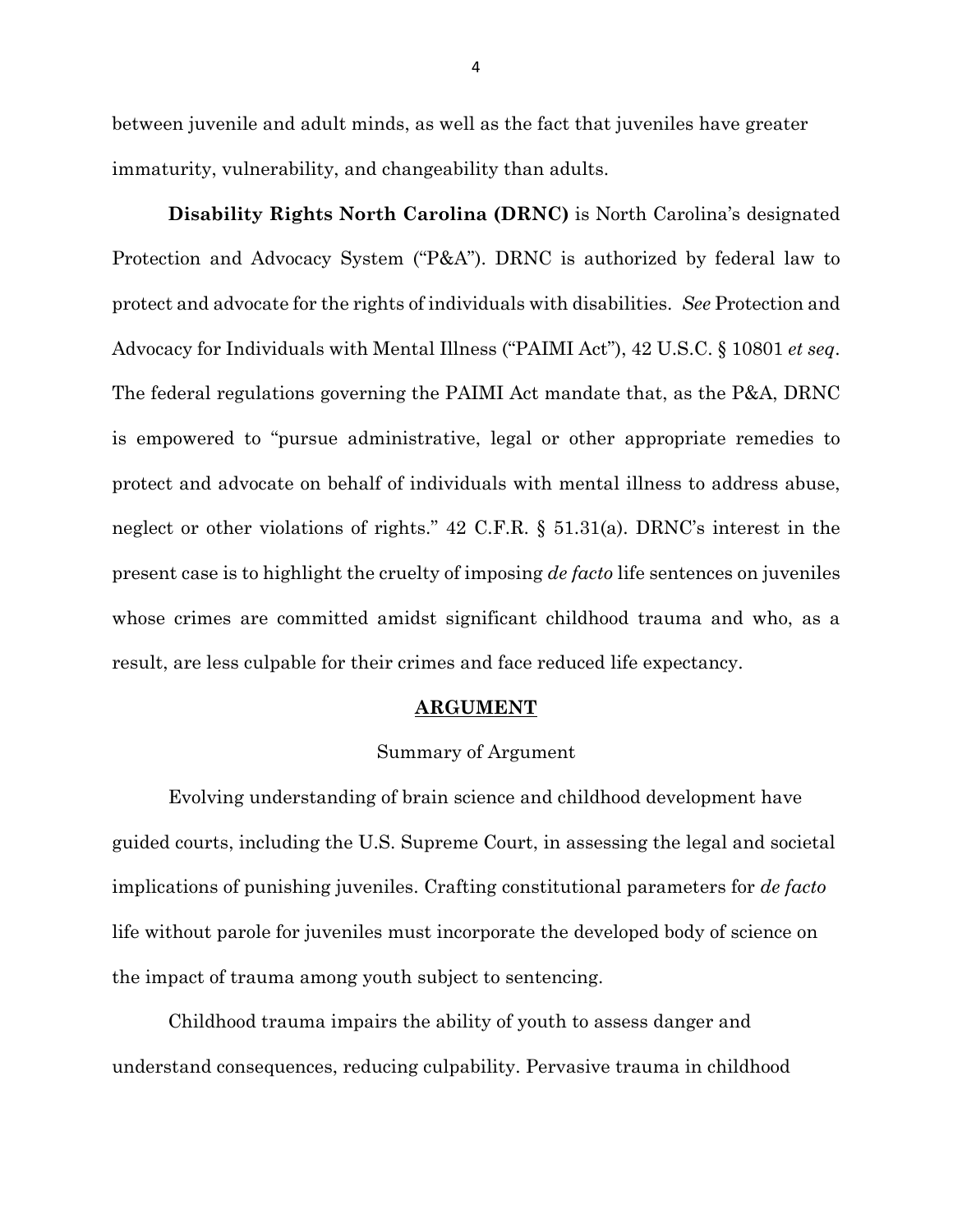between juvenile and adult minds, as well as the fact that juveniles have greater immaturity, vulnerability, and changeability than adults.

**Disability Rights North Carolina (DRNC)** is North Carolina's designated Protection and Advocacy System ("P&A"). DRNC is authorized by federal law to protect and advocate for the rights of individuals with disabilities. *See* Protection and Advocacy for Individuals with Mental Illness ("PAIMI Act"), 42 U.S.C. § 10801 *et seq*. The federal regulations governing the PAIMI Act mandate that, as the P&A, DRNC is empowered to "pursue administrative, legal or other appropriate remedies to protect and advocate on behalf of individuals with mental illness to address abuse, neglect or other violations of rights." 42 C.F.R. § 51.31(a). DRNC's interest in the present case is to highlight the cruelty of imposing *de facto* life sentences on juveniles whose crimes are committed amidst significant childhood trauma and who, as a result, are less culpable for their crimes and face reduced life expectancy.

## ARGUMENT

### Summary of Argument

Evolving understanding of brain science and childhood development have guided courts, including the U.S. Supreme Court, in assessing the legal and societal implications of punishing juveniles. Crafting constitutional parameters for *de facto* life without parole for juveniles must incorporate the developed body of science on the impact of trauma among youth subject to sentencing.

Childhood trauma impairs the ability of youth to assess danger and understand consequences, reducing culpability. Pervasive trauma in childhood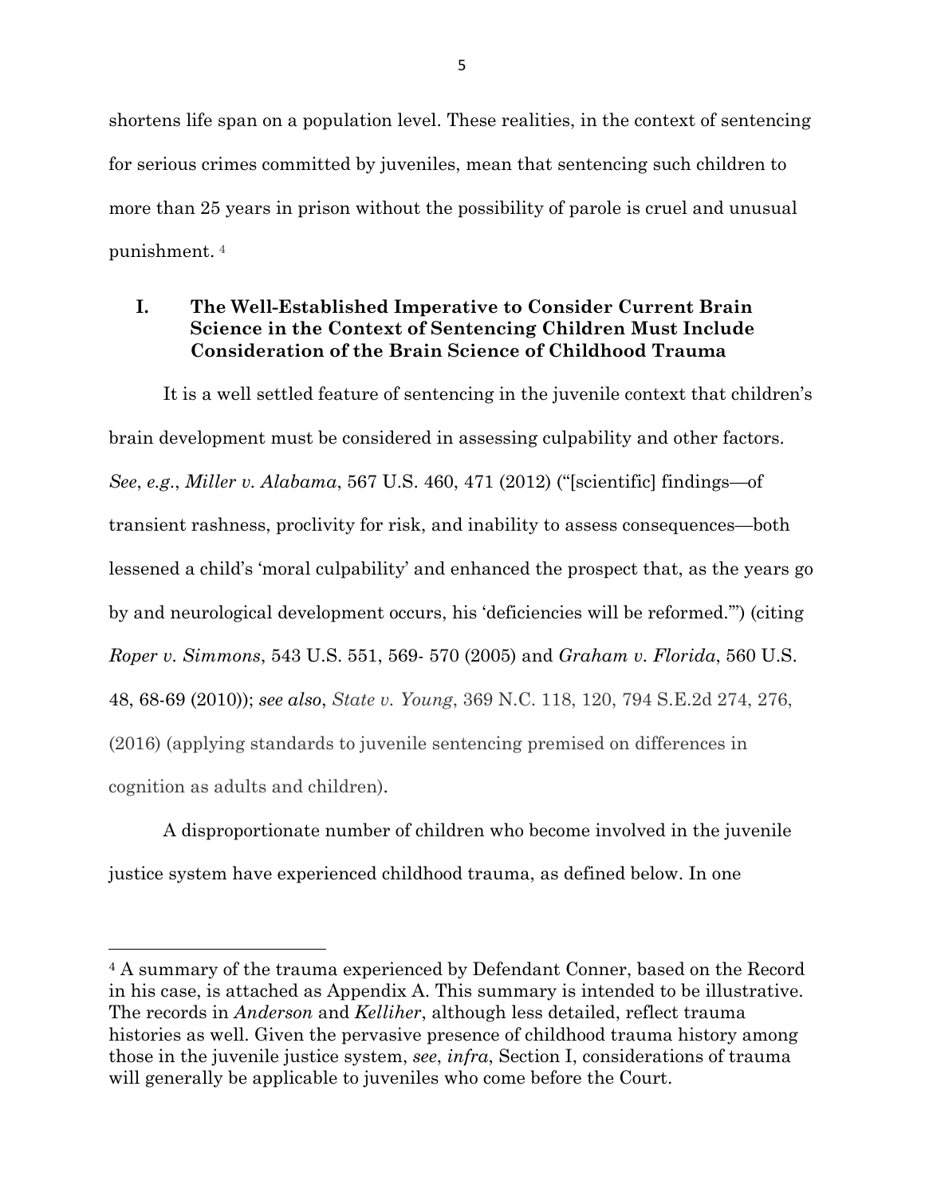shortens life span on a population level. These realities, in the context of sentencing for serious crimes committed by juveniles, mean that sentencing such children to more than 25 years in prison without the possibility of parole is cruel and unusual punishment. [4]

## I. The Well-Established Imperative to Consider Current Brain Science in the Context of Sentencing Children Must Include Consideration of the Brain Science of Childhood Trauma

It is a well settled feature of sentencing in the juvenile context that children's brain development must be considered in assessing culpability and other factors. *See*, *e.g.*, *Miller v. Alabama*, 567 U.S. 460, 471 (2012) ("[scientific] findings—of transient rashness, proclivity for risk, and inability to assess consequences—both lessened a child's 'moral culpability' and enhanced the prospect that, as the years go by and neurological development occurs, his 'deficiencies will be reformed.'") (citing *Roper v. Simmons*, 543 U.S. 551, 569- 570 (2005) and *Graham v. Florida*, 560 U.S. 48, 68-69 (2010)); *see also*, *State v. Young*, 369 N.C. 118, 120, 794 S.E.2d 274, 276, (2016) (applying standards to juvenile sentencing premised on differences in cognition as adults and children).

A disproportionate number of children who become involved in the juvenile justice system have experienced childhood trauma, as defined below. In one

---

[4] A summary of the trauma experienced by Defendant Conner, based on the Record in his case, is attached as Appendix A. This summary is intended to be illustrative. The records in *Anderson* and *Kelliher*, although less detailed, reflect trauma histories as well. Given the pervasive presence of childhood trauma history among those in the juvenile justice system, *see*, *infra*, Section I, considerations of trauma will generally be applicable to juveniles who come before the Court.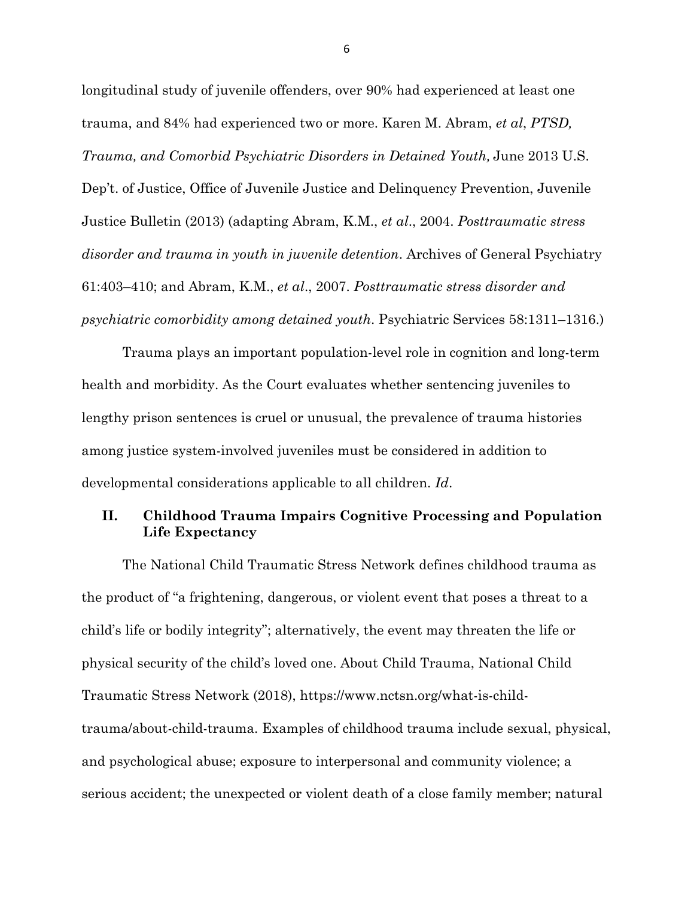longitudinal study of juvenile offenders, over 90% had experienced at least one trauma, and 84% had experienced two or more. Karen M. Abram, *et al*, *PTSD, Trauma, and Comorbid Psychiatric Disorders in Detained Youth,* June 2013 U.S. Dep't. of Justice, Office of Juvenile Justice and Delinquency Prevention, Juvenile Justice Bulletin (2013) (adapting Abram, K.M., *et al*., 2004. *Posttraumatic stress disorder and trauma in youth in juvenile detention*. Archives of General Psychiatry 61:403–410; and Abram, K.M., *et al*., 2007. *Posttraumatic stress disorder and psychiatric comorbidity among detained youth*. Psychiatric Services 58:1311–1316.)

Trauma plays an important population-level role in cognition and long-term health and morbidity. As the Court evaluates whether sentencing juveniles to lengthy prison sentences is cruel or unusual, the prevalence of trauma histories among justice system-involved juveniles must be considered in addition to developmental considerations applicable to all children. *Id*.

## II. Childhood Trauma Impairs Cognitive Processing and Population Life Expectancy

The National Child Traumatic Stress Network defines childhood trauma as the product of "a frightening, dangerous, or violent event that poses a threat to a child's life or bodily integrity"; alternatively, the event may threaten the life or physical security of the child's loved one. About Child Trauma, National Child Traumatic Stress Network (2018), https://www.nctsn.org/what-is-child-trauma/about-child-trauma. Examples of childhood trauma include sexual, physical, and psychological abuse; exposure to interpersonal and community violence; a serious accident; the unexpected or violent death of a close family member; natural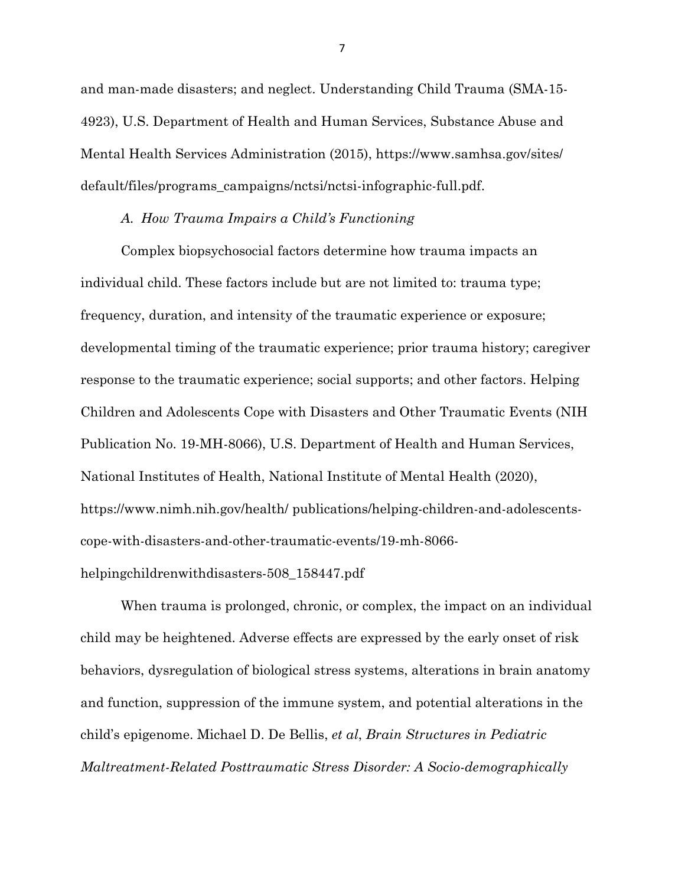and man-made disasters; and neglect. Understanding Child Trauma (SMA-15-4923), U.S. Department of Health and Human Services, Substance Abuse and Mental Health Services Administration (2015), https://www.samhsa.gov/sites/default/files/programs_campaigns/nctsi/nctsi-infographic-full.pdf.

### *A. How Trauma Impairs a Child's Functioning*

Complex biopsychosocial factors determine how trauma impacts an individual child. These factors include but are not limited to: trauma type; frequency, duration, and intensity of the traumatic experience or exposure; developmental timing of the traumatic experience; prior trauma history; caregiver response to the traumatic experience; social supports; and other factors. Helping Children and Adolescents Cope with Disasters and Other Traumatic Events (NIH Publication No. 19-MH-8066), U.S. Department of Health and Human Services, National Institutes of Health, National Institute of Mental Health (2020), https://www.nimh.nih.gov/health/ publications/helping-children-and-adolescents-cope-with-disasters-and-other-traumatic-events/19-mh-8066-helpingchildrenwithdisasters-508_158447.pdf

When trauma is prolonged, chronic, or complex, the impact on an individual child may be heightened. Adverse effects are expressed by the early onset of risk behaviors, dysregulation of biological stress systems, alterations in brain anatomy and function, suppression of the immune system, and potential alterations in the child's epigenome. Michael D. De Bellis, *et al*, *Brain Structures in Pediatric Maltreatment-Related Posttraumatic Stress Disorder: A Socio-demographically*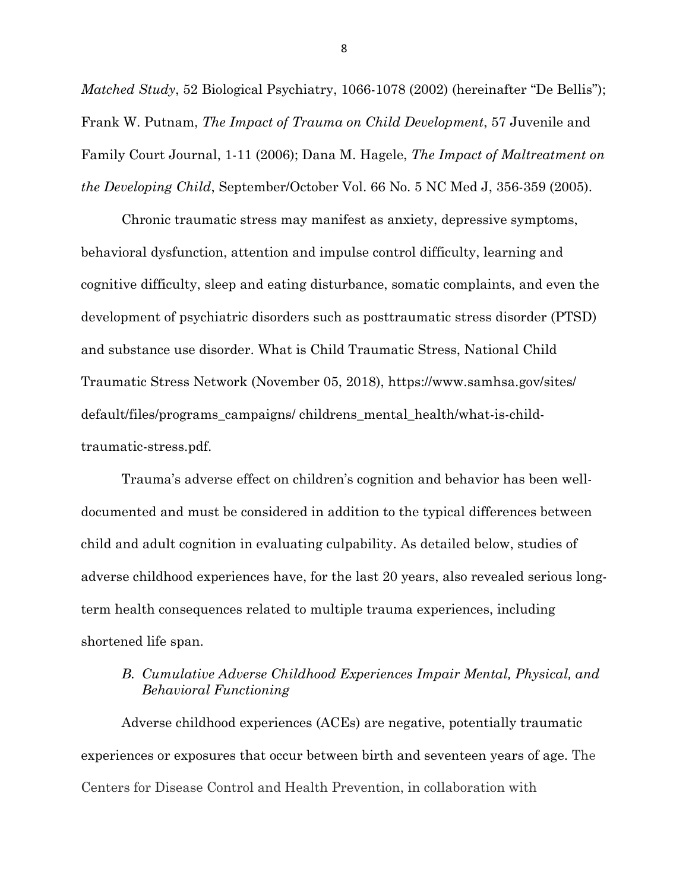*Matched Study*, 52 Biological Psychiatry, 1066-1078 (2002) (hereinafter "De Bellis"); Frank W. Putnam, *The Impact of Trauma on Child Development*, 57 Juvenile and Family Court Journal, 1-11 (2006); Dana M. Hagele, *The Impact of Maltreatment on the Developing Child*, September/October Vol. 66 No. 5 NC Med J, 356-359 (2005).

Chronic traumatic stress may manifest as anxiety, depressive symptoms, behavioral dysfunction, attention and impulse control difficulty, learning and cognitive difficulty, sleep and eating disturbance, somatic complaints, and even the development of psychiatric disorders such as posttraumatic stress disorder (PTSD) and substance use disorder. What is Child Traumatic Stress, National Child Traumatic Stress Network (November 05, 2018), https://www.samhsa.gov/sites/default/files/programs_campaigns/ childrens_mental_health/what-is-child-traumatic-stress.pdf.

Trauma's adverse effect on children's cognition and behavior has been well-documented and must be considered in addition to the typical differences between child and adult cognition in evaluating culpability. As detailed below, studies of adverse childhood experiences have, for the last 20 years, also revealed serious long-term health consequences related to multiple trauma experiences, including shortened life span.

### *B. Cumulative Adverse Childhood Experiences Impair Mental, Physical, and Behavioral Functioning*

Adverse childhood experiences (ACEs) are negative, potentially traumatic experiences or exposures that occur between birth and seventeen years of age. The Centers for Disease Control and Health Prevention, in collaboration with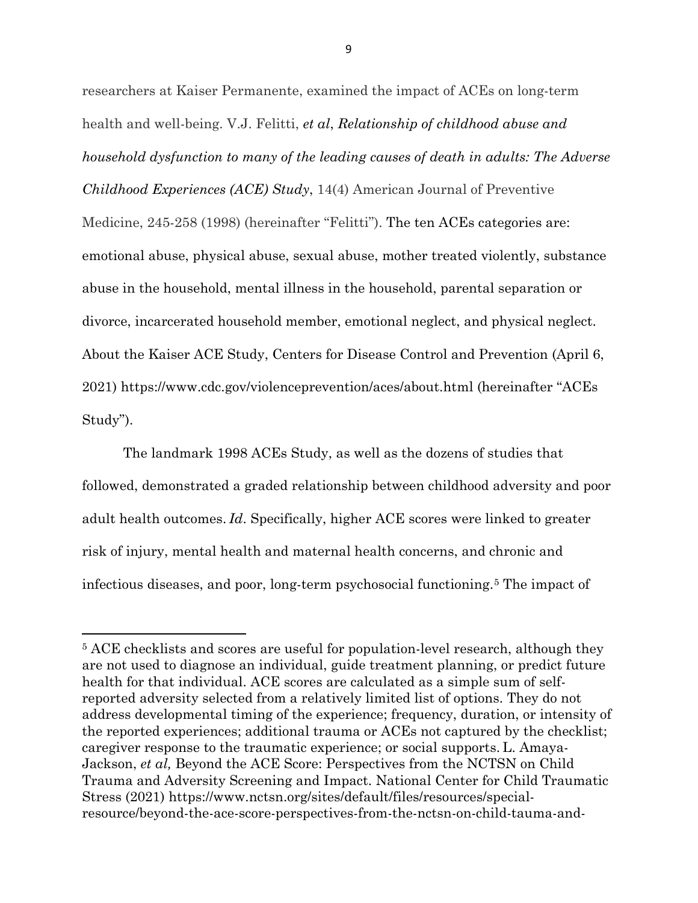researchers at Kaiser Permanente, examined the impact of ACEs on long-term health and well-being. V.J. Felitti, *et al*, ***Relationship of childhood abuse and household dysfunction to many of the leading causes of death in adults: The Adverse Childhood Experiences (ACE) Study***, 14(4) American Journal of Preventive Medicine, 245-258 (1998) (hereinafter "Felitti"). The ten ACEs categories are: emotional abuse, physical abuse, sexual abuse, mother treated violently, substance abuse in the household, mental illness in the household, parental separation or divorce, incarcerated household member, emotional neglect, and physical neglect. About the Kaiser ACE Study, Centers for Disease Control and Prevention (April 6, 2021) https://www.cdc.gov/violenceprevention/aces/about.html (hereinafter "ACEs Study").

The landmark 1998 ACEs Study, as well as the dozens of studies that followed, demonstrated a graded relationship between childhood adversity and poor adult health outcomes. *Id*. Specifically, higher ACE scores were linked to greater risk of injury, mental health and maternal health concerns, and chronic and infectious diseases, and poor, long-term psychosocial functioning.[5] The impact of

---

[5] ACE checklists and scores are useful for population-level research, although they are not used to diagnose an individual, guide treatment planning, or predict future health for that individual. ACE scores are calculated as a simple sum of self-reported adversity selected from a relatively limited list of options. They do not address developmental timing of the experience; frequency, duration, or intensity of the reported experiences; additional trauma or ACEs not captured by the checklist; caregiver response to the traumatic experience; or social supports. L. Amaya-Jackson, *et al,* Beyond the ACE Score: Perspectives from the NCTSN on Child Trauma and Adversity Screening and Impact. National Center for Child Traumatic Stress (2021) https://www.nctsn.org/sites/default/files/resources/special-resource/beyond-the-ace-score-perspectives-from-the-nctsn-on-child-tauma-and-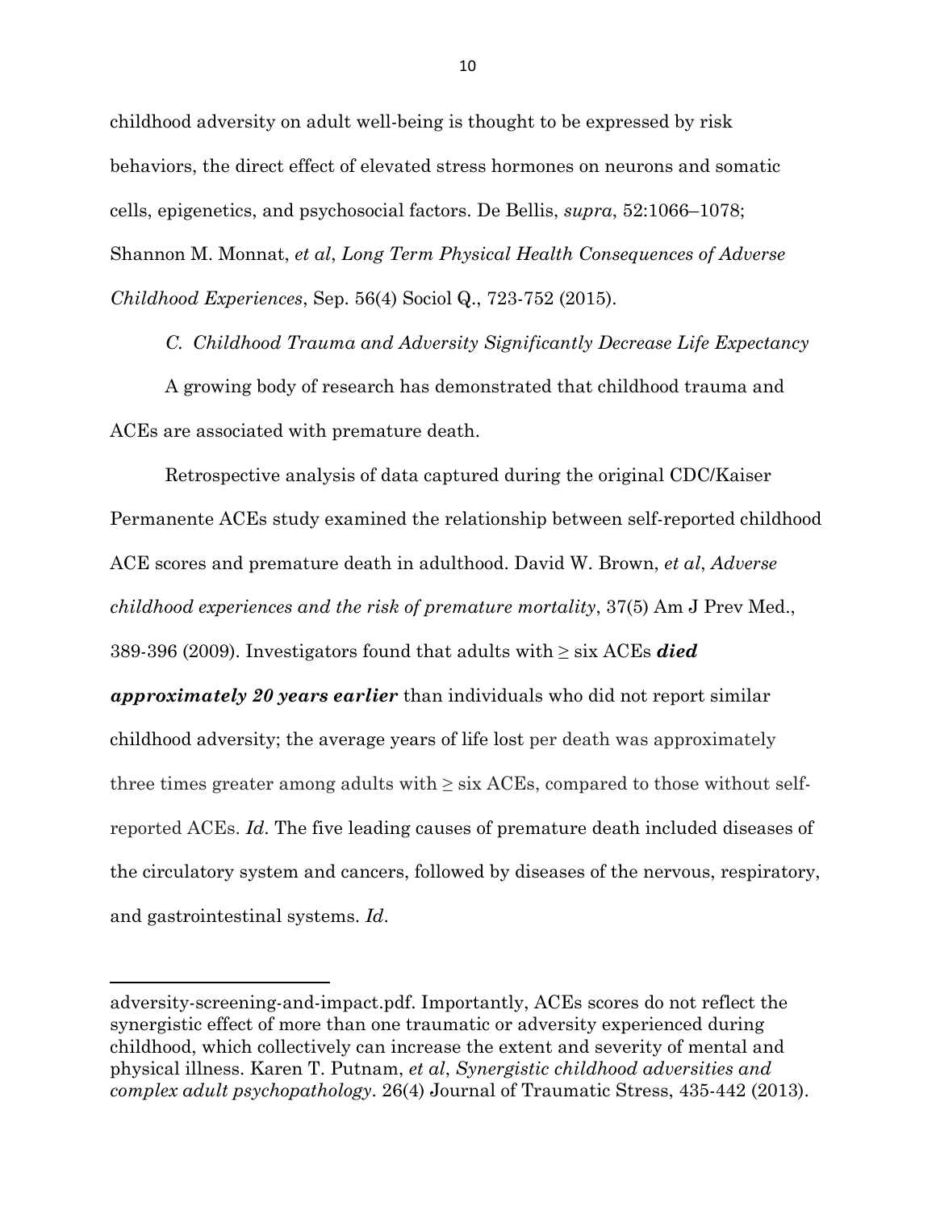childhood adversity on adult well-being is thought to be expressed by risk behaviors, the direct effect of elevated stress hormones on neurons and somatic cells, epigenetics, and psychosocial factors. De Bellis, *supra*, 52:1066–1078; Shannon M. Monnat, *et al*, *Long Term Physical Health Consequences of Adverse Childhood Experiences*, Sep. 56(4) Sociol Q., 723-752 (2015).

*C. Childhood Trauma and Adversity Significantly Decrease Life Expectancy*

A growing body of research has demonstrated that childhood trauma and ACEs are associated with premature death.

Retrospective analysis of data captured during the original CDC/Kaiser Permanente ACEs study examined the relationship between self-reported childhood ACE scores and premature death in adulthood. David W. Brown, *et al*, *Adverse childhood experiences and the risk of premature mortality*, 37(5) Am J Prev Med., 389-396 (2009). Investigators found that adults with ≥ six ACEs ***died approximately 20 years earlier*** than individuals who did not report similar childhood adversity; the average years of life lost per death was approximately three times greater among adults with ≥ six ACEs, compared to those without self-reported ACEs. *Id*. The five leading causes of premature death included diseases of the circulatory system and cancers, followed by diseases of the nervous, respiratory, and gastrointestinal systems. *Id*.

---

adversity-screening-and-impact.pdf. Importantly, ACEs scores do not reflect the synergistic effect of more than one traumatic or adversity experienced during childhood, which collectively can increase the extent and severity of mental and physical illness. Karen T. Putnam, *et al*, *Synergistic childhood adversities and complex adult psychopathology*. 26(4) Journal of Traumatic Stress, 435-442 (2013).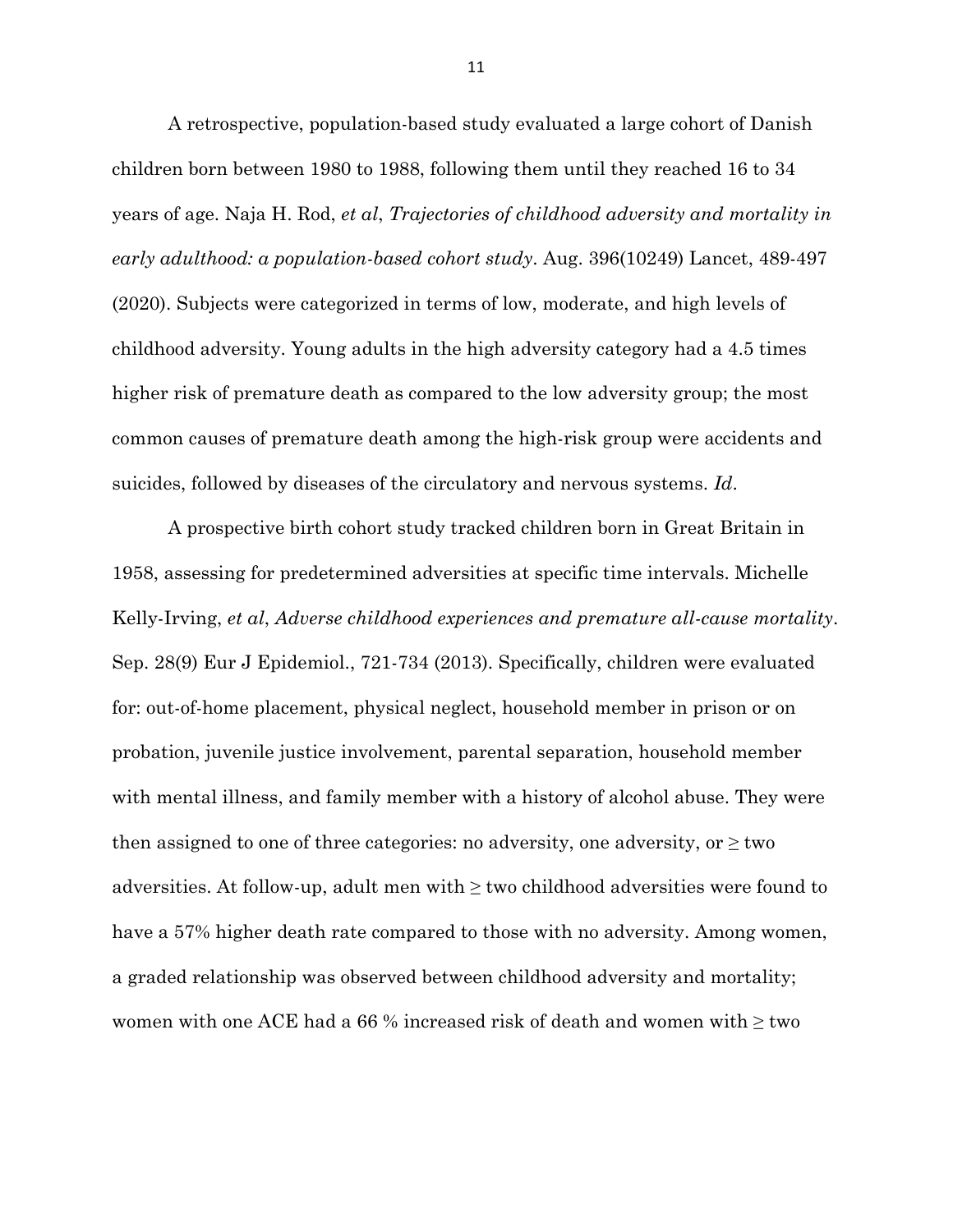A retrospective, population-based study evaluated a large cohort of Danish children born between 1980 to 1988, following them until they reached 16 to 34 years of age. Naja H. Rod, *et al*, *Trajectories of childhood adversity and mortality in early adulthood: a population-based cohort study*. Aug. 396(10249) Lancet, 489-497 (2020). Subjects were categorized in terms of low, moderate, and high levels of childhood adversity. Young adults in the high adversity category had a 4.5 times higher risk of premature death as compared to the low adversity group; the most common causes of premature death among the high-risk group were accidents and suicides, followed by diseases of the circulatory and nervous systems. *Id*.

A prospective birth cohort study tracked children born in Great Britain in 1958, assessing for predetermined adversities at specific time intervals. Michelle Kelly-Irving, *et al*, *Adverse childhood experiences and premature all-cause mortality*. Sep. 28(9) Eur J Epidemiol., 721-734 (2013). Specifically, children were evaluated for: out-of-home placement, physical neglect, household member in prison or on probation, juvenile justice involvement, parental separation, household member with mental illness, and family member with a history of alcohol abuse. They were then assigned to one of three categories: no adversity, one adversity, or ≥ two adversities. At follow-up, adult men with ≥ two childhood adversities were found to have a 57% higher death rate compared to those with no adversity. Among women, a graded relationship was observed between childhood adversity and mortality; women with one ACE had a 66 % increased risk of death and women with ≥ two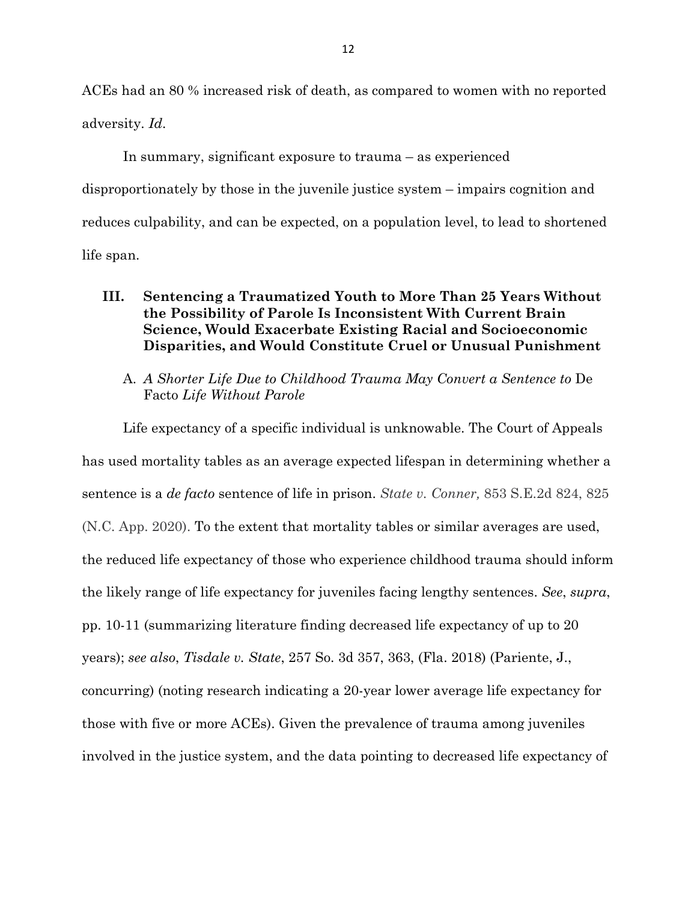ACEs had an 80 % increased risk of death, as compared to women with no reported adversity. *Id*.

In summary, significant exposure to trauma – as experienced disproportionately by those in the juvenile justice system – impairs cognition and reduces culpability, and can be expected, on a population level, to lead to shortened life span.

## III. Sentencing a Traumatized Youth to More Than 25 Years Without the Possibility of Parole Is Inconsistent With Current Brain Science, Would Exacerbate Existing Racial and Socioeconomic Disparities, and Would Constitute Cruel or Unusual Punishment

### A. *A Shorter Life Due to Childhood Trauma May Convert a Sentence to* De Facto *Life Without Parole*

Life expectancy of a specific individual is unknowable. The Court of Appeals has used mortality tables as an average expected lifespan in determining whether a sentence is a *de facto* sentence of life in prison. *State v. Conner,* 853 S.E.2d 824, 825 (N.C. App. 2020). To the extent that mortality tables or similar averages are used, the reduced life expectancy of those who experience childhood trauma should inform the likely range of life expectancy for juveniles facing lengthy sentences. *See*, *supra*, pp. 10-11 (summarizing literature finding decreased life expectancy of up to 20 years); *see also*, *Tisdale v. State*, 257 So. 3d 357, 363, (Fla. 2018) (Pariente, J., concurring) (noting research indicating a 20-year lower average life expectancy for those with five or more ACEs). Given the prevalence of trauma among juveniles involved in the justice system, and the data pointing to decreased life expectancy of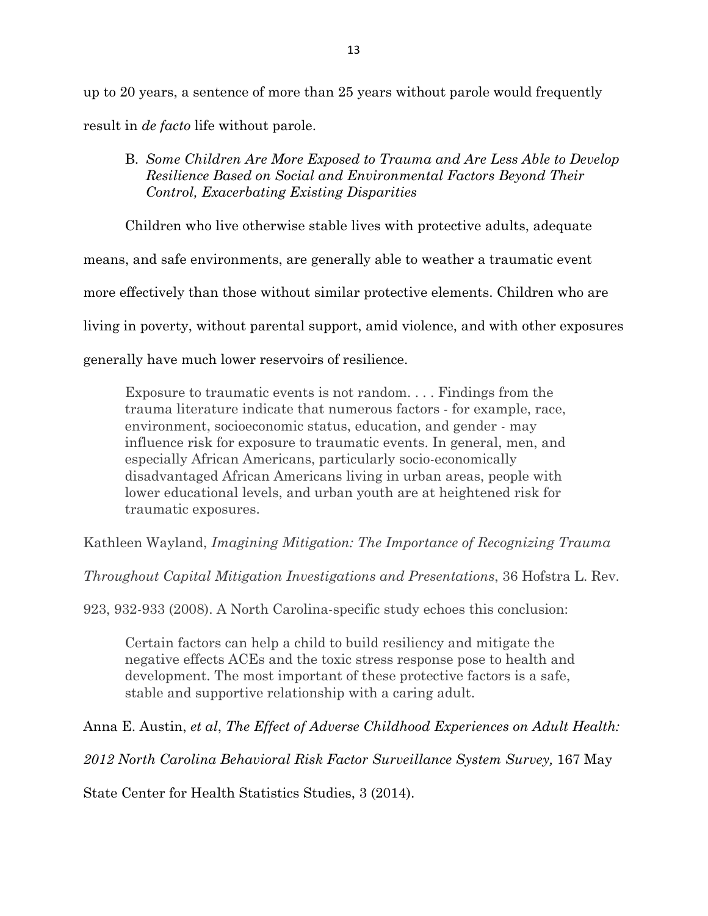up to 20 years, a sentence of more than 25 years without parole would frequently result in *de facto* life without parole.

### B. *Some Children Are More Exposed to Trauma and Are Less Able to Develop Resilience Based on Social and Environmental Factors Beyond Their Control, Exacerbating Existing Disparities*

Children who live otherwise stable lives with protective adults, adequate means, and safe environments, are generally able to weather a traumatic event more effectively than those without similar protective elements. Children who are living in poverty, without parental support, amid violence, and with other exposures generally have much lower reservoirs of resilience.

> Exposure to traumatic events is not random. . . . Findings from the trauma literature indicate that numerous factors - for example, race, environment, socioeconomic status, education, and gender - may influence risk for exposure to traumatic events. In general, men, and especially African Americans, particularly socio-economically disadvantaged African Americans living in urban areas, people with lower educational levels, and urban youth are at heightened risk for traumatic exposures.

Kathleen Wayland, *Imagining Mitigation: The Importance of Recognizing Trauma Throughout Capital Mitigation Investigations and Presentations*, 36 Hofstra L. Rev. 923, 932-933 (2008). A North Carolina-specific study echoes this conclusion:

> Certain factors can help a child to build resiliency and mitigate the negative effects ACEs and the toxic stress response pose to health and development. The most important of these protective factors is a safe, stable and supportive relationship with a caring adult.

Anna E. Austin, *et al*, *The Effect of Adverse Childhood Experiences on Adult Health: 2012 North Carolina Behavioral Risk Factor Surveillance System Survey,* 167 May State Center for Health Statistics Studies, 3 (2014).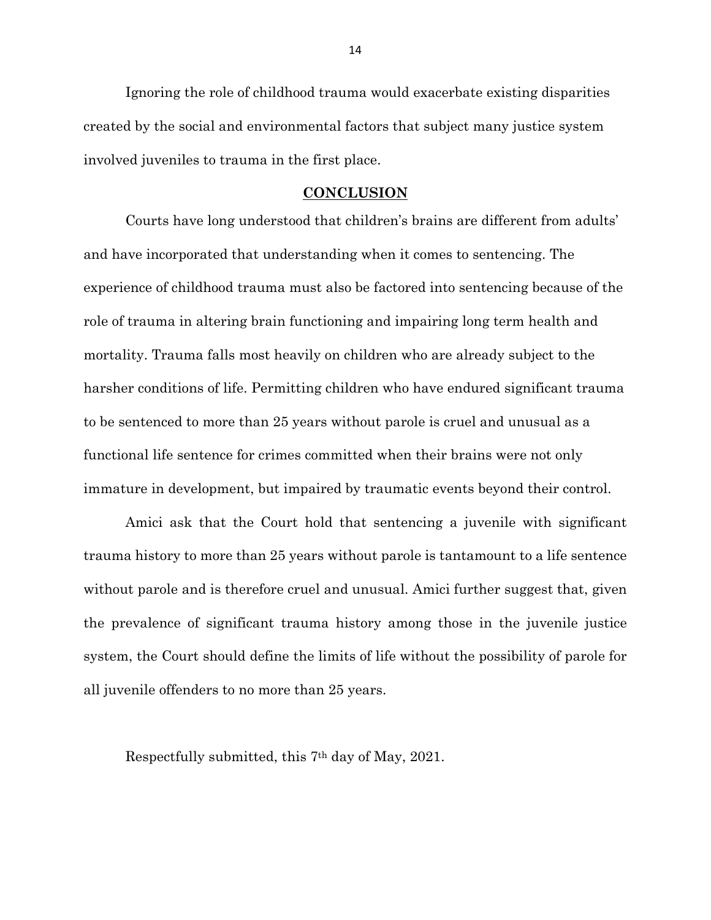Ignoring the role of childhood trauma would exacerbate existing disparities created by the social and environmental factors that subject many justice system involved juveniles to trauma in the first place.

## CONCLUSION

Courts have long understood that children's brains are different from adults' and have incorporated that understanding when it comes to sentencing. The experience of childhood trauma must also be factored into sentencing because of the role of trauma in altering brain functioning and impairing long term health and mortality. Trauma falls most heavily on children who are already subject to the harsher conditions of life. Permitting children who have endured significant trauma to be sentenced to more than 25 years without parole is cruel and unusual as a functional life sentence for crimes committed when their brains were not only immature in development, but impaired by traumatic events beyond their control.

Amici ask that the Court hold that sentencing a juvenile with significant trauma history to more than 25 years without parole is tantamount to a life sentence without parole and is therefore cruel and unusual. Amici further suggest that, given the prevalence of significant trauma history among those in the juvenile justice system, the Court should define the limits of life without the possibility of parole for all juvenile offenders to no more than 25 years.

Respectfully submitted, this 7th day of May, 2021.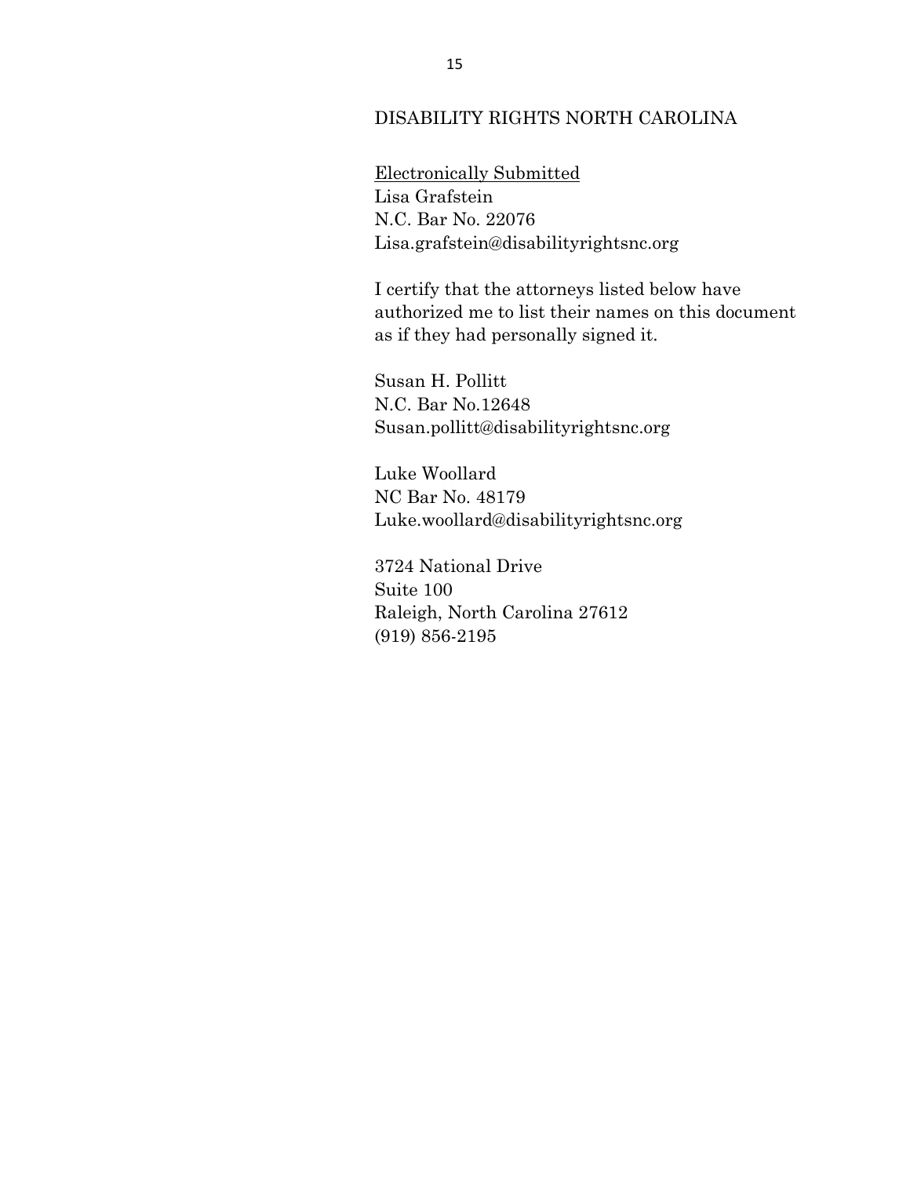DISABILITY RIGHTS NORTH CAROLINA

<u>Electronically Submitted</u>
Lisa Grafstein
N.C. Bar No. 22076
Lisa.grafstein@disabilityrightsnc.org

I certify that the attorneys listed below have authorized me to list their names on this document as if they had personally signed it.

Susan H. Pollitt
N.C. Bar No.12648
Susan.pollitt@disabilityrightsnc.org

Luke Woollard
NC Bar No. 48179
Luke.woollard@disabilityrightsnc.org

3724 National Drive
Suite 100
Raleigh, North Carolina 27612
(919) 856-2195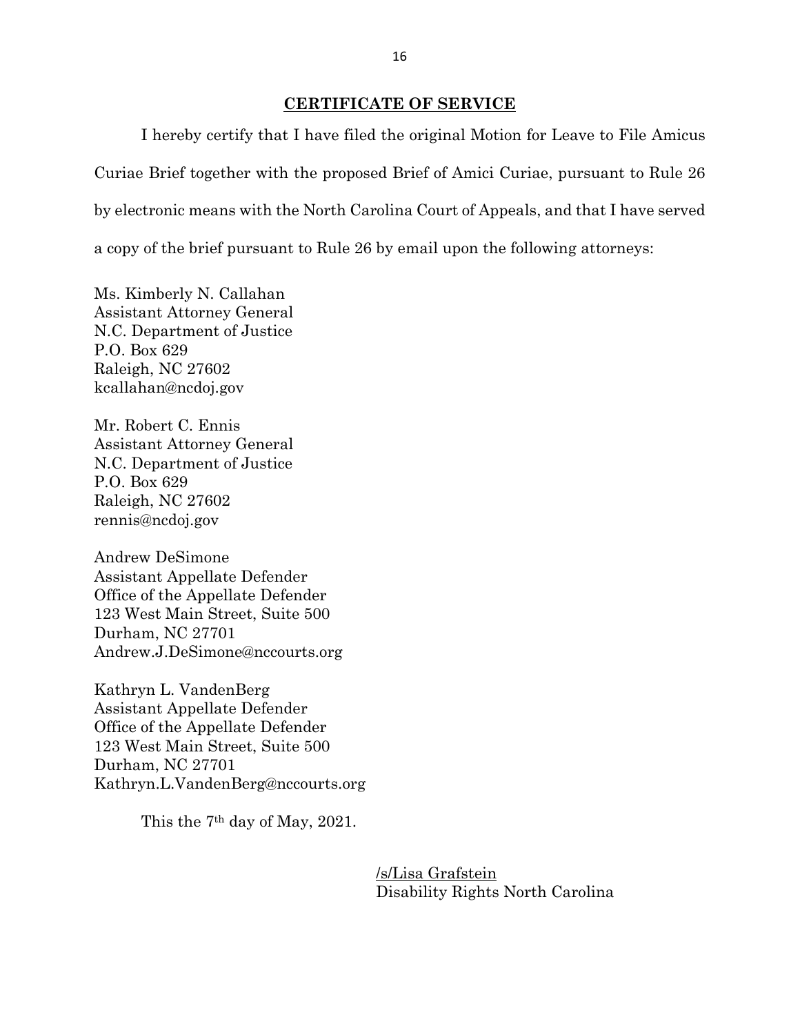## CERTIFICATE OF SERVICE

I hereby certify that I have filed the original Motion for Leave to File Amicus Curiae Brief together with the proposed Brief of Amici Curiae, pursuant to Rule 26 by electronic means with the North Carolina Court of Appeals, and that I have served a copy of the brief pursuant to Rule 26 by email upon the following attorneys:

Ms. Kimberly N. Callahan
Assistant Attorney General
N.C. Department of Justice
P.O. Box 629
Raleigh, NC 27602
kcallahan@ncdoj.gov

Mr. Robert C. Ennis
Assistant Attorney General
N.C. Department of Justice
P.O. Box 629
Raleigh, NC 27602
rennis@ncdoj.gov

Andrew DeSimone
Assistant Appellate Defender
Office of the Appellate Defender
123 West Main Street, Suite 500
Durham, NC 27701
Andrew.J.DeSimone@nccourts.org

Kathryn L. VandenBerg
Assistant Appellate Defender
Office of the Appellate Defender
123 West Main Street, Suite 500
Durham, NC 27701
Kathryn.L.VandenBerg@nccourts.org

This the 7th day of May, 2021.

/s/Lisa Grafstein
Disability Rights North Carolina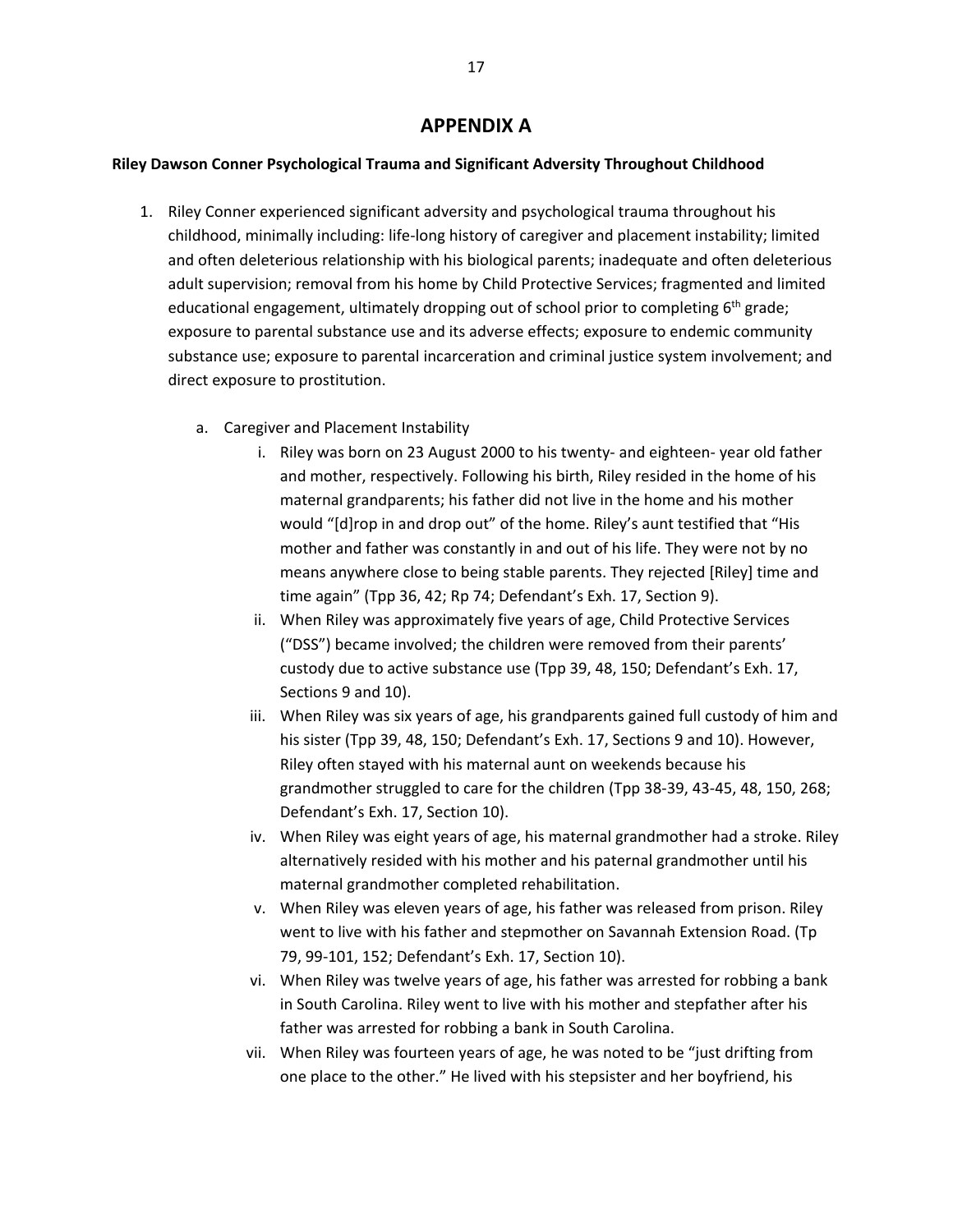# APPENDIX A

**Riley Dawson Conner Psychological Trauma and Significant Adversity Throughout Childhood**

1. Riley Conner experienced significant adversity and psychological trauma throughout his childhood, minimally including: life-long history of caregiver and placement instability; limited and often deleterious relationship with his biological parents; inadequate and often deleterious adult supervision; removal from his home by Child Protective Services; fragmented and limited educational engagement, ultimately dropping out of school prior to completing 6th grade; exposure to parental substance use and its adverse effects; exposure to endemic community substance use; exposure to parental incarceration and criminal justice system involvement; and direct exposure to prostitution.

   a. Caregiver and Placement Instability

      i. Riley was born on 23 August 2000 to his twenty- and eighteen- year old father and mother, respectively. Following his birth, Riley resided in the home of his maternal grandparents; his father did not live in the home and his mother would "[d]rop in and drop out" of the home. Riley's aunt testified that "His mother and father was constantly in and out of his life. They were not by no means anywhere close to being stable parents. They rejected [Riley] time and time again" (Tpp 36, 42; Rp 74; Defendant's Exh. 17, Section 9).

      ii. When Riley was approximately five years of age, Child Protective Services ("DSS") became involved; the children were removed from their parents' custody due to active substance use (Tpp 39, 48, 150; Defendant's Exh. 17, Sections 9 and 10).

      iii. When Riley was six years of age, his grandparents gained full custody of him and his sister (Tpp 39, 48, 150; Defendant's Exh. 17, Sections 9 and 10). However, Riley often stayed with his maternal aunt on weekends because his grandmother struggled to care for the children (Tpp 38-39, 43-45, 48, 150, 268; Defendant's Exh. 17, Section 10).

      iv. When Riley was eight years of age, his maternal grandmother had a stroke. Riley alternatively resided with his mother and his paternal grandmother until his maternal grandmother completed rehabilitation.

      v. When Riley was eleven years of age, his father was released from prison. Riley went to live with his father and stepmother on Savannah Extension Road. (Tp 79, 99-101, 152; Defendant's Exh. 17, Section 10).

      vi. When Riley was twelve years of age, his father was arrested for robbing a bank in South Carolina. Riley went to live with his mother and stepfather after his father was arrested for robbing a bank in South Carolina.

      vii. When Riley was fourteen years of age, he was noted to be "just drifting from one place to the other." He lived with his stepsister and her boyfriend, his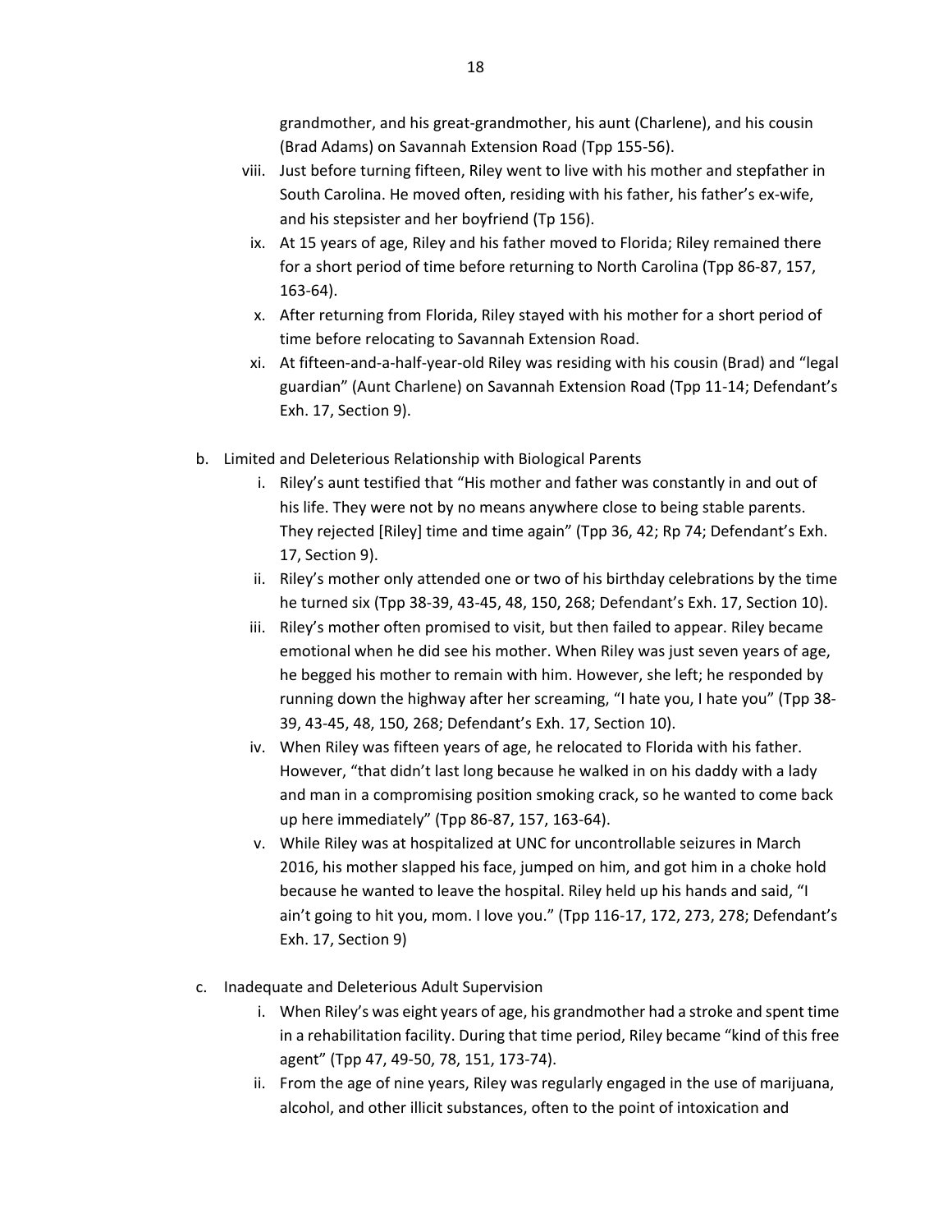grandmother, and his great-grandmother, his aunt (Charlene), and his cousin (Brad Adams) on Savannah Extension Road (Tpp 155-56).

viii. Just before turning fifteen, Riley went to live with his mother and stepfather in South Carolina. He moved often, residing with his father, his father's ex-wife, and his stepsister and her boyfriend (Tp 156).

ix. At 15 years of age, Riley and his father moved to Florida; Riley remained there for a short period of time before returning to North Carolina (Tpp 86-87, 157, 163-64).

x. After returning from Florida, Riley stayed with his mother for a short period of time before relocating to Savannah Extension Road.

xi. At fifteen-and-a-half-year-old Riley was residing with his cousin (Brad) and "legal guardian" (Aunt Charlene) on Savannah Extension Road (Tpp 11-14; Defendant's Exh. 17, Section 9).

b. Limited and Deleterious Relationship with Biological Parents

i. Riley's aunt testified that "His mother and father was constantly in and out of his life. They were not by no means anywhere close to being stable parents. They rejected [Riley] time and time again" (Tpp 36, 42; Rp 74; Defendant's Exh. 17, Section 9).

ii. Riley's mother only attended one or two of his birthday celebrations by the time he turned six (Tpp 38-39, 43-45, 48, 150, 268; Defendant's Exh. 17, Section 10).

iii. Riley's mother often promised to visit, but then failed to appear. Riley became emotional when he did see his mother. When Riley was just seven years of age, he begged his mother to remain with him. However, she left; he responded by running down the highway after her screaming, "I hate you, I hate you" (Tpp 38-39, 43-45, 48, 150, 268; Defendant's Exh. 17, Section 10).

iv. When Riley was fifteen years of age, he relocated to Florida with his father. However, "that didn't last long because he walked in on his daddy with a lady and man in a compromising position smoking crack, so he wanted to come back up here immediately" (Tpp 86-87, 157, 163-64).

v. While Riley was at hospitalized at UNC for uncontrollable seizures in March 2016, his mother slapped his face, jumped on him, and got him in a choke hold because he wanted to leave the hospital. Riley held up his hands and said, "I ain't going to hit you, mom. I love you." (Tpp 116-17, 172, 273, 278; Defendant's Exh. 17, Section 9)

c. Inadequate and Deleterious Adult Supervision

i. When Riley's was eight years of age, his grandmother had a stroke and spent time in a rehabilitation facility. During that time period, Riley became "kind of this free agent" (Tpp 47, 49-50, 78, 151, 173-74).

ii. From the age of nine years, Riley was regularly engaged in the use of marijuana, alcohol, and other illicit substances, often to the point of intoxication and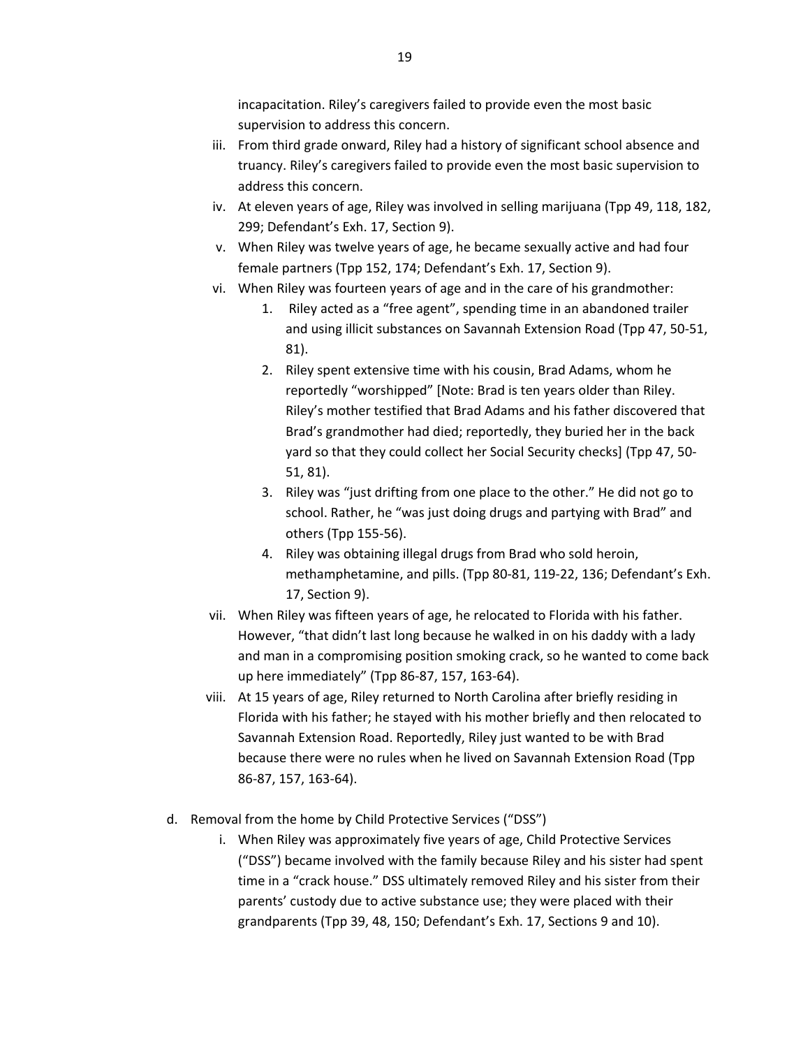incapacitation. Riley's caregivers failed to provide even the most basic supervision to address this concern.

iii. From third grade onward, Riley had a history of significant school absence and truancy. Riley's caregivers failed to provide even the most basic supervision to address this concern.

iv. At eleven years of age, Riley was involved in selling marijuana (Tpp 49, 118, 182, 299; Defendant's Exh. 17, Section 9).

v. When Riley was twelve years of age, he became sexually active and had four female partners (Tpp 152, 174; Defendant's Exh. 17, Section 9).

vi. When Riley was fourteen years of age and in the care of his grandmother:

1. Riley acted as a "free agent", spending time in an abandoned trailer and using illicit substances on Savannah Extension Road (Tpp 47, 50-51, 81).
2. Riley spent extensive time with his cousin, Brad Adams, whom he reportedly "worshipped" [Note: Brad is ten years older than Riley. Riley's mother testified that Brad Adams and his father discovered that Brad's grandmother had died; reportedly, they buried her in the back yard so that they could collect her Social Security checks] (Tpp 47, 50-51, 81).
3. Riley was "just drifting from one place to the other." He did not go to school. Rather, he "was just doing drugs and partying with Brad" and others (Tpp 155-56).
4. Riley was obtaining illegal drugs from Brad who sold heroin, methamphetamine, and pills. (Tpp 80-81, 119-22, 136; Defendant's Exh. 17, Section 9).

vii. When Riley was fifteen years of age, he relocated to Florida with his father. However, "that didn't last long because he walked in on his daddy with a lady and man in a compromising position smoking crack, so he wanted to come back up here immediately" (Tpp 86-87, 157, 163-64).

viii. At 15 years of age, Riley returned to North Carolina after briefly residing in Florida with his father; he stayed with his mother briefly and then relocated to Savannah Extension Road. Reportedly, Riley just wanted to be with Brad because there were no rules when he lived on Savannah Extension Road (Tpp 86-87, 157, 163-64).

d. Removal from the home by Child Protective Services ("DSS")

i. When Riley was approximately five years of age, Child Protective Services ("DSS") became involved with the family because Riley and his sister had spent time in a "crack house." DSS ultimately removed Riley and his sister from their parents' custody due to active substance use; they were placed with their grandparents (Tpp 39, 48, 150; Defendant's Exh. 17, Sections 9 and 10).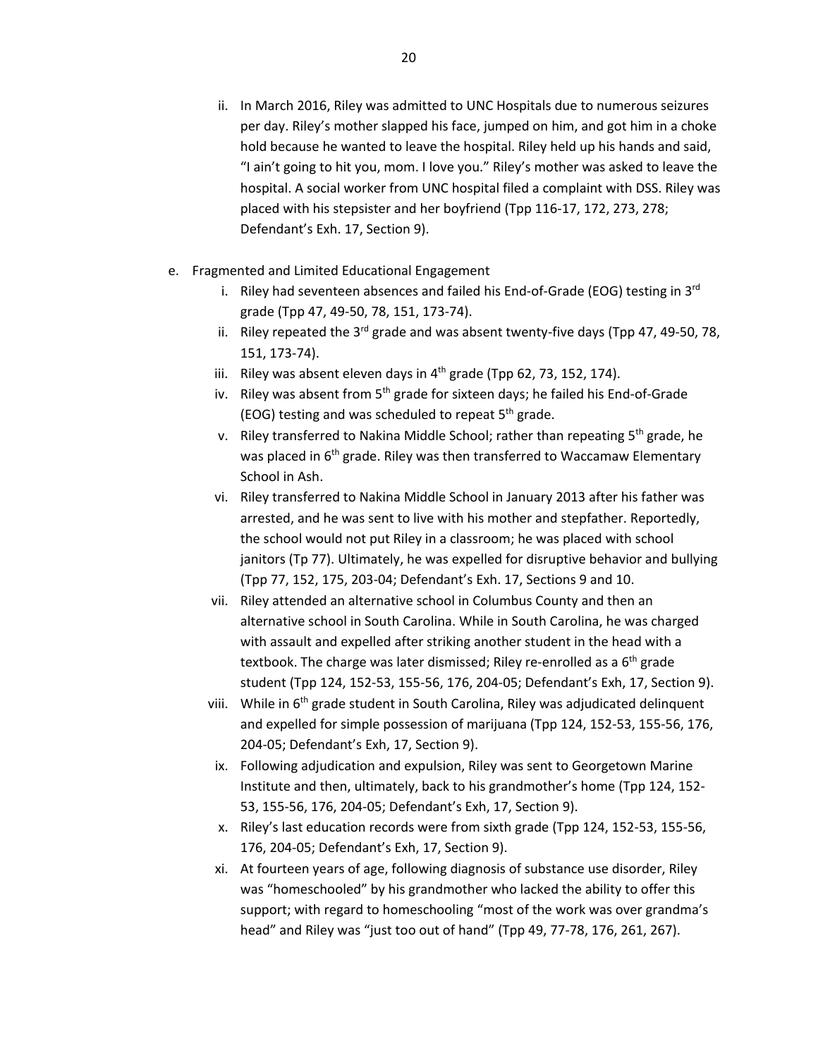ii. In March 2016, Riley was admitted to UNC Hospitals due to numerous seizures per day. Riley's mother slapped his face, jumped on him, and got him in a choke hold because he wanted to leave the hospital. Riley held up his hands and said, "I ain't going to hit you, mom. I love you." Riley's mother was asked to leave the hospital. A social worker from UNC hospital filed a complaint with DSS. Riley was placed with his stepsister and her boyfriend (Tpp 116-17, 172, 273, 278; Defendant's Exh. 17, Section 9).

e. Fragmented and Limited Educational Engagement

i. Riley had seventeen absences and failed his End-of-Grade (EOG) testing in 3rd grade (Tpp 47, 49-50, 78, 151, 173-74).

ii. Riley repeated the 3rd grade and was absent twenty-five days (Tpp 47, 49-50, 78, 151, 173-74).

iii. Riley was absent eleven days in 4th grade (Tpp 62, 73, 152, 174).

iv. Riley was absent from 5th grade for sixteen days; he failed his End-of-Grade (EOG) testing and was scheduled to repeat 5th grade.

v. Riley transferred to Nakina Middle School; rather than repeating 5th grade, he was placed in 6th grade. Riley was then transferred to Waccamaw Elementary School in Ash.

vi. Riley transferred to Nakina Middle School in January 2013 after his father was arrested, and he was sent to live with his mother and stepfather. Reportedly, the school would not put Riley in a classroom; he was placed with school janitors (Tp 77). Ultimately, he was expelled for disruptive behavior and bullying (Tpp 77, 152, 175, 203-04; Defendant's Exh. 17, Sections 9 and 10.

vii. Riley attended an alternative school in Columbus County and then an alternative school in South Carolina. While in South Carolina, he was charged with assault and expelled after striking another student in the head with a textbook. The charge was later dismissed; Riley re-enrolled as a 6th grade student (Tpp 124, 152-53, 155-56, 176, 204-05; Defendant's Exh, 17, Section 9).

viii. While in 6th grade student in South Carolina, Riley was adjudicated delinquent and expelled for simple possession of marijuana (Tpp 124, 152-53, 155-56, 176, 204-05; Defendant's Exh, 17, Section 9).

ix. Following adjudication and expulsion, Riley was sent to Georgetown Marine Institute and then, ultimately, back to his grandmother's home (Tpp 124, 152-53, 155-56, 176, 204-05; Defendant's Exh, 17, Section 9).

x. Riley's last education records were from sixth grade (Tpp 124, 152-53, 155-56, 176, 204-05; Defendant's Exh, 17, Section 9).

xi. At fourteen years of age, following diagnosis of substance use disorder, Riley was "homeschooled" by his grandmother who lacked the ability to offer this support; with regard to homeschooling "most of the work was over grandma's head" and Riley was "just too out of hand" (Tpp 49, 77-78, 176, 261, 267).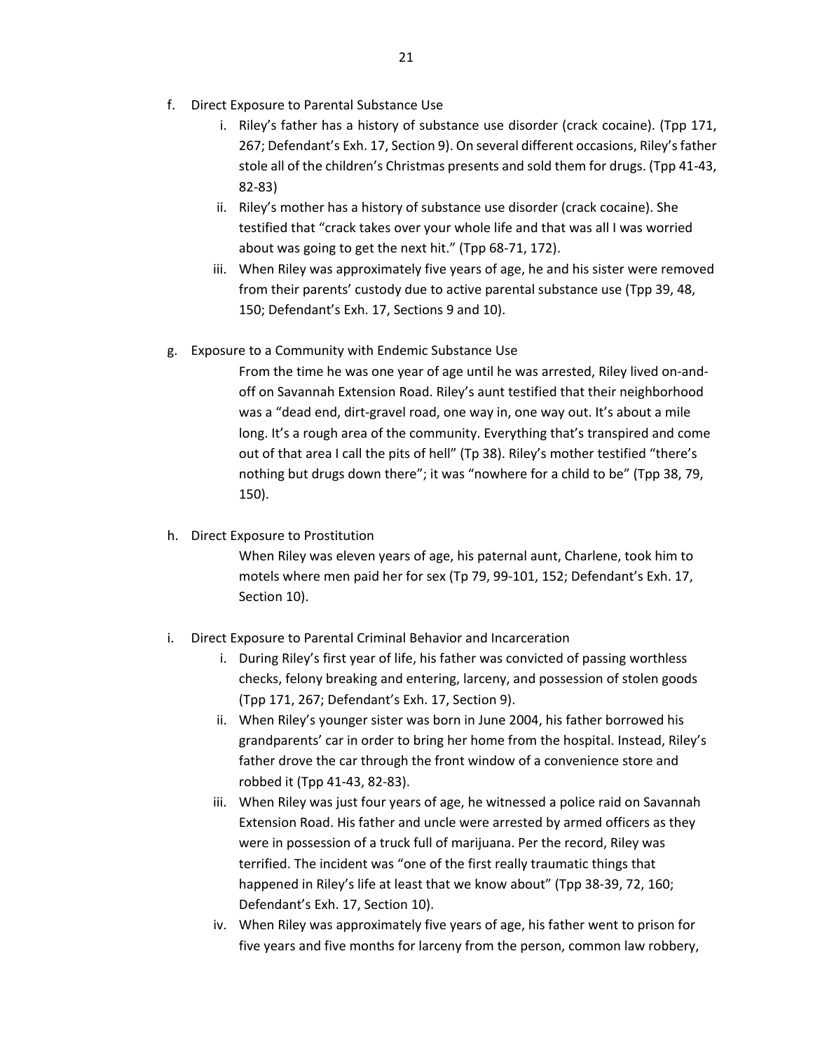f. Direct Exposure to Parental Substance Use

   i. Riley's father has a history of substance use disorder (crack cocaine). (Tpp 171, 267; Defendant's Exh. 17, Section 9). On several different occasions, Riley's father stole all of the children's Christmas presents and sold them for drugs. (Tpp 41-43, 82-83)

   ii. Riley's mother has a history of substance use disorder (crack cocaine). She testified that "crack takes over your whole life and that was all I was worried about was going to get the next hit." (Tpp 68-71, 172).

   iii. When Riley was approximately five years of age, he and his sister were removed from their parents' custody due to active parental substance use (Tpp 39, 48, 150; Defendant's Exh. 17, Sections 9 and 10).

g. Exposure to a Community with Endemic Substance Use

   From the time he was one year of age until he was arrested, Riley lived on-and-off on Savannah Extension Road. Riley's aunt testified that their neighborhood was a "dead end, dirt-gravel road, one way in, one way out. It's about a mile long. It's a rough area of the community. Everything that's transpired and come out of that area I call the pits of hell" (Tp 38). Riley's mother testified "there's nothing but drugs down there"; it was "nowhere for a child to be" (Tpp 38, 79, 150).

h. Direct Exposure to Prostitution

   When Riley was eleven years of age, his paternal aunt, Charlene, took him to motels where men paid her for sex (Tp 79, 99-101, 152; Defendant's Exh. 17, Section 10).

i. Direct Exposure to Parental Criminal Behavior and Incarceration

   i. During Riley's first year of life, his father was convicted of passing worthless checks, felony breaking and entering, larceny, and possession of stolen goods (Tpp 171, 267; Defendant's Exh. 17, Section 9).

   ii. When Riley's younger sister was born in June 2004, his father borrowed his grandparents' car in order to bring her home from the hospital. Instead, Riley's father drove the car through the front window of a convenience store and robbed it (Tpp 41-43, 82-83).

   iii. When Riley was just four years of age, he witnessed a police raid on Savannah Extension Road. His father and uncle were arrested by armed officers as they were in possession of a truck full of marijuana. Per the record, Riley was terrified. The incident was "one of the first really traumatic things that happened in Riley's life at least that we know about" (Tpp 38-39, 72, 160; Defendant's Exh. 17, Section 10).

   iv. When Riley was approximately five years of age, his father went to prison for five years and five months for larceny from the person, common law robbery,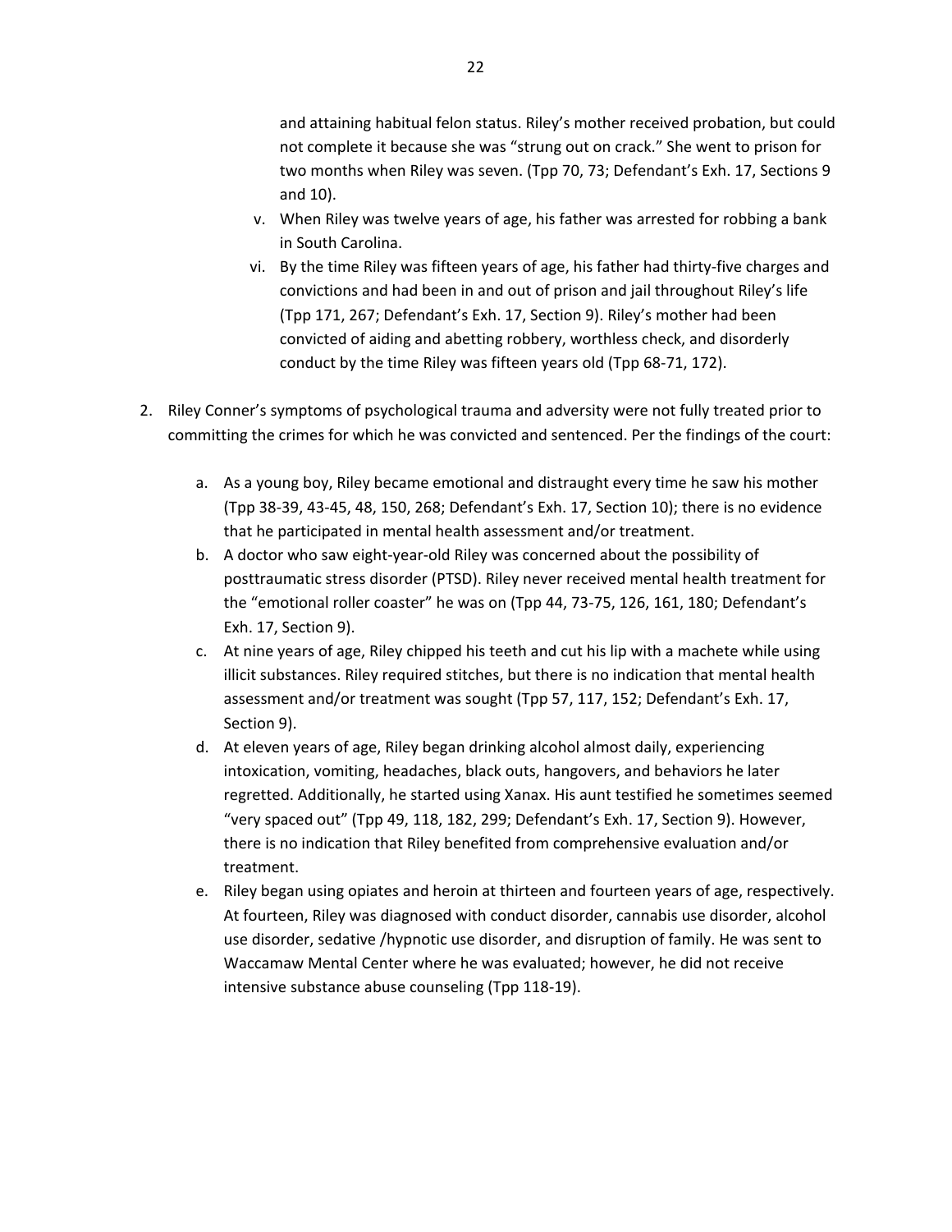and attaining habitual felon status. Riley's mother received probation, but could not complete it because she was "strung out on crack." She went to prison for two months when Riley was seven. (Tpp 70, 73; Defendant's Exh. 17, Sections 9 and 10).

v. When Riley was twelve years of age, his father was arrested for robbing a bank in South Carolina.

vi. By the time Riley was fifteen years of age, his father had thirty-five charges and convictions and had been in and out of prison and jail throughout Riley's life (Tpp 171, 267; Defendant's Exh. 17, Section 9). Riley's mother had been convicted of aiding and abetting robbery, worthless check, and disorderly conduct by the time Riley was fifteen years old (Tpp 68-71, 172).

2. Riley Conner's symptoms of psychological trauma and adversity were not fully treated prior to committing the crimes for which he was convicted and sentenced. Per the findings of the court:

   a. As a young boy, Riley became emotional and distraught every time he saw his mother (Tpp 38-39, 43-45, 48, 150, 268; Defendant's Exh. 17, Section 10); there is no evidence that he participated in mental health assessment and/or treatment.
   b. A doctor who saw eight-year-old Riley was concerned about the possibility of posttraumatic stress disorder (PTSD). Riley never received mental health treatment for the "emotional roller coaster" he was on (Tpp 44, 73-75, 126, 161, 180; Defendant's Exh. 17, Section 9).
   c. At nine years of age, Riley chipped his teeth and cut his lip with a machete while using illicit substances. Riley required stitches, but there is no indication that mental health assessment and/or treatment was sought (Tpp 57, 117, 152; Defendant's Exh. 17, Section 9).
   d. At eleven years of age, Riley began drinking alcohol almost daily, experiencing intoxication, vomiting, headaches, black outs, hangovers, and behaviors he later regretted. Additionally, he started using Xanax. His aunt testified he sometimes seemed "very spaced out" (Tpp 49, 118, 182, 299; Defendant's Exh. 17, Section 9). However, there is no indication that Riley benefited from comprehensive evaluation and/or treatment.
   e. Riley began using opiates and heroin at thirteen and fourteen years of age, respectively. At fourteen, Riley was diagnosed with conduct disorder, cannabis use disorder, alcohol use disorder, sedative /hypnotic use disorder, and disruption of family. He was sent to Waccamaw Mental Center where he was evaluated; however, he did not receive intensive substance abuse counseling (Tpp 118-19).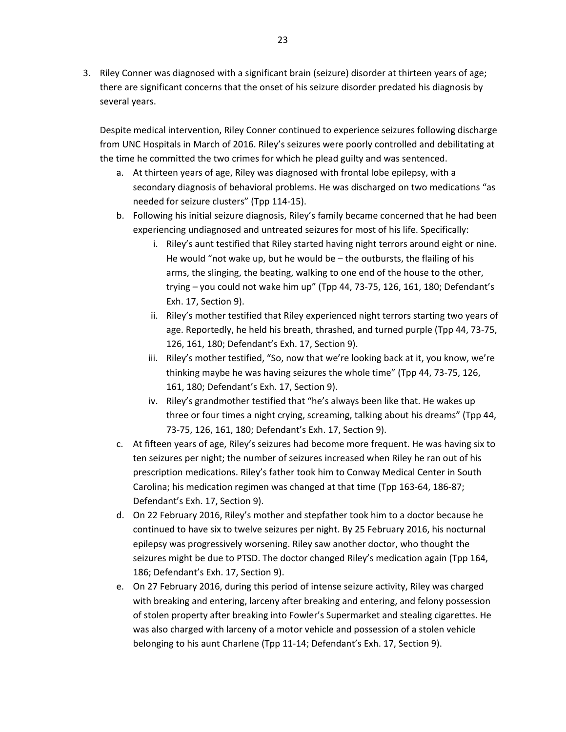3. Riley Conner was diagnosed with a significant brain (seizure) disorder at thirteen years of age; there are significant concerns that the onset of his seizure disorder predated his diagnosis by several years.

   Despite medical intervention, Riley Conner continued to experience seizures following discharge from UNC Hospitals in March of 2016. Riley's seizures were poorly controlled and debilitating at the time he committed the two crimes for which he plead guilty and was sentenced.

   a. At thirteen years of age, Riley was diagnosed with frontal lobe epilepsy, with a secondary diagnosis of behavioral problems. He was discharged on two medications "as needed for seizure clusters" (Tpp 114-15).
   b. Following his initial seizure diagnosis, Riley's family became concerned that he had been experiencing undiagnosed and untreated seizures for most of his life. Specifically:
      i. Riley's aunt testified that Riley started having night terrors around eight or nine. He would "not wake up, but he would be – the outbursts, the flailing of his arms, the slinging, the beating, walking to one end of the house to the other, trying – you could not wake him up" (Tpp 44, 73-75, 126, 161, 180; Defendant's Exh. 17, Section 9).
      ii. Riley's mother testified that Riley experienced night terrors starting two years of age. Reportedly, he held his breath, thrashed, and turned purple (Tpp 44, 73-75, 126, 161, 180; Defendant's Exh. 17, Section 9).
      iii. Riley's mother testified, "So, now that we're looking back at it, you know, we're thinking maybe he was having seizures the whole time" (Tpp 44, 73-75, 126, 161, 180; Defendant's Exh. 17, Section 9).
      iv. Riley's grandmother testified that "he's always been like that. He wakes up three or four times a night crying, screaming, talking about his dreams" (Tpp 44, 73-75, 126, 161, 180; Defendant's Exh. 17, Section 9).
   c. At fifteen years of age, Riley's seizures had become more frequent. He was having six to ten seizures per night; the number of seizures increased when Riley he ran out of his prescription medications. Riley's father took him to Conway Medical Center in South Carolina; his medication regimen was changed at that time (Tpp 163-64, 186-87; Defendant's Exh. 17, Section 9).
   d. On 22 February 2016, Riley's mother and stepfather took him to a doctor because he continued to have six to twelve seizures per night. By 25 February 2016, his nocturnal epilepsy was progressively worsening. Riley saw another doctor, who thought the seizures might be due to PTSD. The doctor changed Riley's medication again (Tpp 164, 186; Defendant's Exh. 17, Section 9).
   e. On 27 February 2016, during this period of intense seizure activity, Riley was charged with breaking and entering, larceny after breaking and entering, and felony possession of stolen property after breaking into Fowler's Supermarket and stealing cigarettes. He was also charged with larceny of a motor vehicle and possession of a stolen vehicle belonging to his aunt Charlene (Tpp 11-14; Defendant's Exh. 17, Section 9).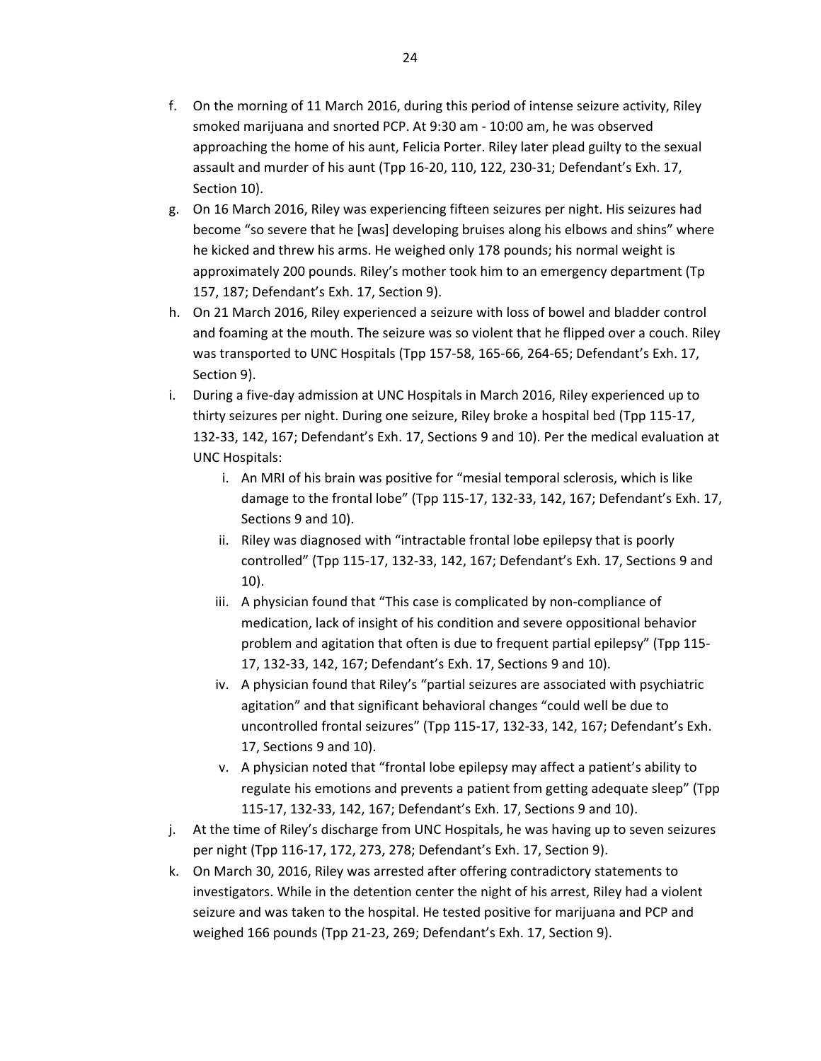f. On the morning of 11 March 2016, during this period of intense seizure activity, Riley smoked marijuana and snorted PCP. At 9:30 am - 10:00 am, he was observed approaching the home of his aunt, Felicia Porter. Riley later plead guilty to the sexual assault and murder of his aunt (Tpp 16-20, 110, 122, 230-31; Defendant's Exh. 17, Section 10).

g. On 16 March 2016, Riley was experiencing fifteen seizures per night. His seizures had become "so severe that he [was] developing bruises along his elbows and shins" where he kicked and threw his arms. He weighed only 178 pounds; his normal weight is approximately 200 pounds. Riley's mother took him to an emergency department (Tp 157, 187; Defendant's Exh. 17, Section 9).

h. On 21 March 2016, Riley experienced a seizure with loss of bowel and bladder control and foaming at the mouth. The seizure was so violent that he flipped over a couch. Riley was transported to UNC Hospitals (Tpp 157-58, 165-66, 264-65; Defendant's Exh. 17, Section 9).

i. During a five-day admission at UNC Hospitals in March 2016, Riley experienced up to thirty seizures per night. During one seizure, Riley broke a hospital bed (Tpp 115-17, 132-33, 142, 167; Defendant's Exh. 17, Sections 9 and 10). Per the medical evaluation at UNC Hospitals:
   i. An MRI of his brain was positive for "mesial temporal sclerosis, which is like damage to the frontal lobe" (Tpp 115-17, 132-33, 142, 167; Defendant's Exh. 17, Sections 9 and 10).
   ii. Riley was diagnosed with "intractable frontal lobe epilepsy that is poorly controlled" (Tpp 115-17, 132-33, 142, 167; Defendant's Exh. 17, Sections 9 and 10).
   iii. A physician found that "This case is complicated by non-compliance of medication, lack of insight of his condition and severe oppositional behavior problem and agitation that often is due to frequent partial epilepsy" (Tpp 115-17, 132-33, 142, 167; Defendant's Exh. 17, Sections 9 and 10).
   iv. A physician found that Riley's "partial seizures are associated with psychiatric agitation" and that significant behavioral changes "could well be due to uncontrolled frontal seizures" (Tpp 115-17, 132-33, 142, 167; Defendant's Exh. 17, Sections 9 and 10).
   v. A physician noted that "frontal lobe epilepsy may affect a patient's ability to regulate his emotions and prevents a patient from getting adequate sleep" (Tpp 115-17, 132-33, 142, 167; Defendant's Exh. 17, Sections 9 and 10).

j. At the time of Riley's discharge from UNC Hospitals, he was having up to seven seizures per night (Tpp 116-17, 172, 273, 278; Defendant's Exh. 17, Section 9).

k. On March 30, 2016, Riley was arrested after offering contradictory statements to investigators. While in the detention center the night of his arrest, Riley had a violent seizure and was taken to the hospital. He tested positive for marijuana and PCP and weighed 166 pounds (Tpp 21-23, 269; Defendant's Exh. 17, Section 9).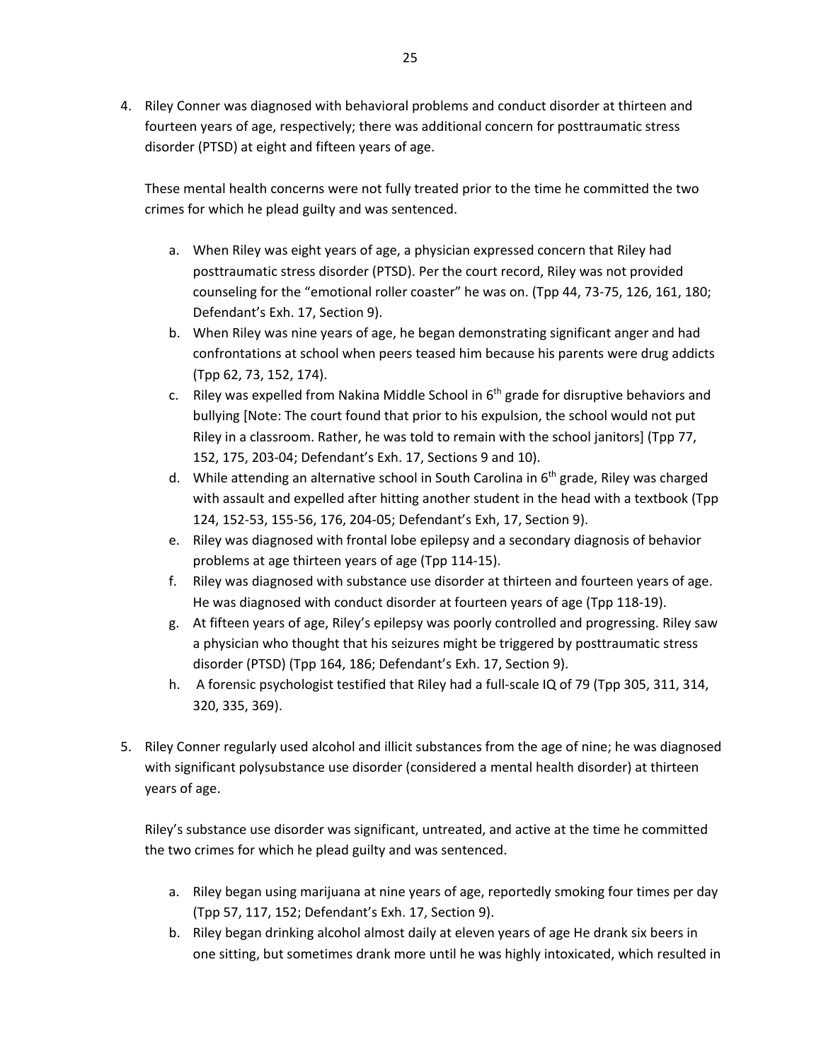4. Riley Conner was diagnosed with behavioral problems and conduct disorder at thirteen and fourteen years of age, respectively; there was additional concern for posttraumatic stress disorder (PTSD) at eight and fifteen years of age.

   These mental health concerns were not fully treated prior to the time he committed the two crimes for which he plead guilty and was sentenced.

   a. When Riley was eight years of age, a physician expressed concern that Riley had posttraumatic stress disorder (PTSD). Per the court record, Riley was not provided counseling for the "emotional roller coaster" he was on. (Tpp 44, 73-75, 126, 161, 180; Defendant's Exh. 17, Section 9).
   b. When Riley was nine years of age, he began demonstrating significant anger and had confrontations at school when peers teased him because his parents were drug addicts (Tpp 62, 73, 152, 174).
   c. Riley was expelled from Nakina Middle School in 6th grade for disruptive behaviors and bullying [Note: The court found that prior to his expulsion, the school would not put Riley in a classroom. Rather, he was told to remain with the school janitors] (Tpp 77, 152, 175, 203-04; Defendant's Exh. 17, Sections 9 and 10).
   d. While attending an alternative school in South Carolina in 6th grade, Riley was charged with assault and expelled after hitting another student in the head with a textbook (Tpp 124, 152-53, 155-56, 176, 204-05; Defendant's Exh, 17, Section 9).
   e. Riley was diagnosed with frontal lobe epilepsy and a secondary diagnosis of behavior problems at age thirteen years of age (Tpp 114-15).
   f. Riley was diagnosed with substance use disorder at thirteen and fourteen years of age. He was diagnosed with conduct disorder at fourteen years of age (Tpp 118-19).
   g. At fifteen years of age, Riley's epilepsy was poorly controlled and progressing. Riley saw a physician who thought that his seizures might be triggered by posttraumatic stress disorder (PTSD) (Tpp 164, 186; Defendant's Exh. 17, Section 9).
   h. A forensic psychologist testified that Riley had a full-scale IQ of 79 (Tpp 305, 311, 314, 320, 335, 369).

5. Riley Conner regularly used alcohol and illicit substances from the age of nine; he was diagnosed with significant polysubstance use disorder (considered a mental health disorder) at thirteen years of age.

   Riley's substance use disorder was significant, untreated, and active at the time he committed the two crimes for which he plead guilty and was sentenced.

   a. Riley began using marijuana at nine years of age, reportedly smoking four times per day (Tpp 57, 117, 152; Defendant's Exh. 17, Section 9).
   b. Riley began drinking alcohol almost daily at eleven years of age He drank six beers in one sitting, but sometimes drank more until he was highly intoxicated, which resulted in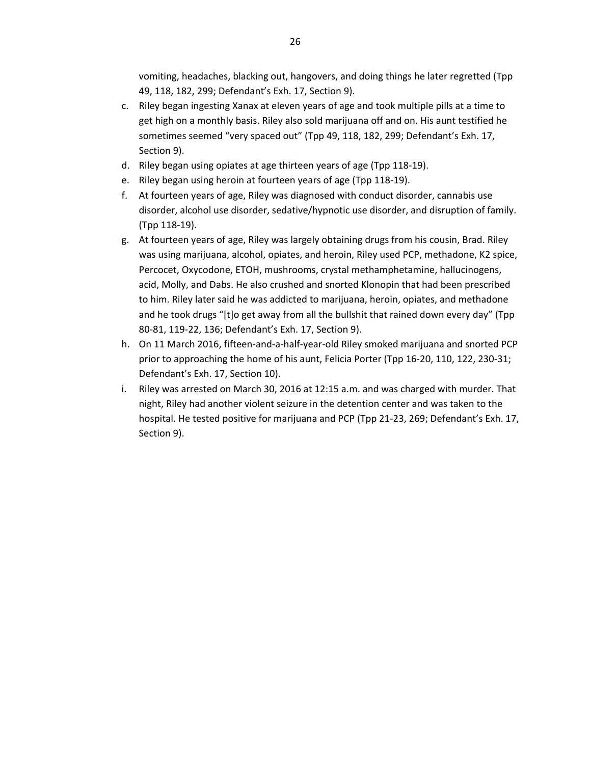vomiting, headaches, blacking out, hangovers, and doing things he later regretted (Tpp 49, 118, 182, 299; Defendant's Exh. 17, Section 9).

c. Riley began ingesting Xanax at eleven years of age and took multiple pills at a time to get high on a monthly basis. Riley also sold marijuana off and on. His aunt testified he sometimes seemed "very spaced out" (Tpp 49, 118, 182, 299; Defendant's Exh. 17, Section 9).
d. Riley began using opiates at age thirteen years of age (Tpp 118-19).
e. Riley began using heroin at fourteen years of age (Tpp 118-19).
f. At fourteen years of age, Riley was diagnosed with conduct disorder, cannabis use disorder, alcohol use disorder, sedative/hypnotic use disorder, and disruption of family. (Tpp 118-19).
g. At fourteen years of age, Riley was largely obtaining drugs from his cousin, Brad. Riley was using marijuana, alcohol, opiates, and heroin, Riley used PCP, methadone, K2 spice, Percocet, Oxycodone, ETOH, mushrooms, crystal methamphetamine, hallucinogens, acid, Molly, and Dabs. He also crushed and snorted Klonopin that had been prescribed to him. Riley later said he was addicted to marijuana, heroin, opiates, and methadone and he took drugs "[t]o get away from all the bullshit that rained down every day" (Tpp 80-81, 119-22, 136; Defendant's Exh. 17, Section 9).
h. On 11 March 2016, fifteen-and-a-half-year-old Riley smoked marijuana and snorted PCP prior to approaching the home of his aunt, Felicia Porter (Tpp 16-20, 110, 122, 230-31; Defendant's Exh. 17, Section 10).
i. Riley was arrested on March 30, 2016 at 12:15 a.m. and was charged with murder. That night, Riley had another violent seizure in the detention center and was taken to the hospital. He tested positive for marijuana and PCP (Tpp 21-23, 269; Defendant's Exh. 17, Section 9).